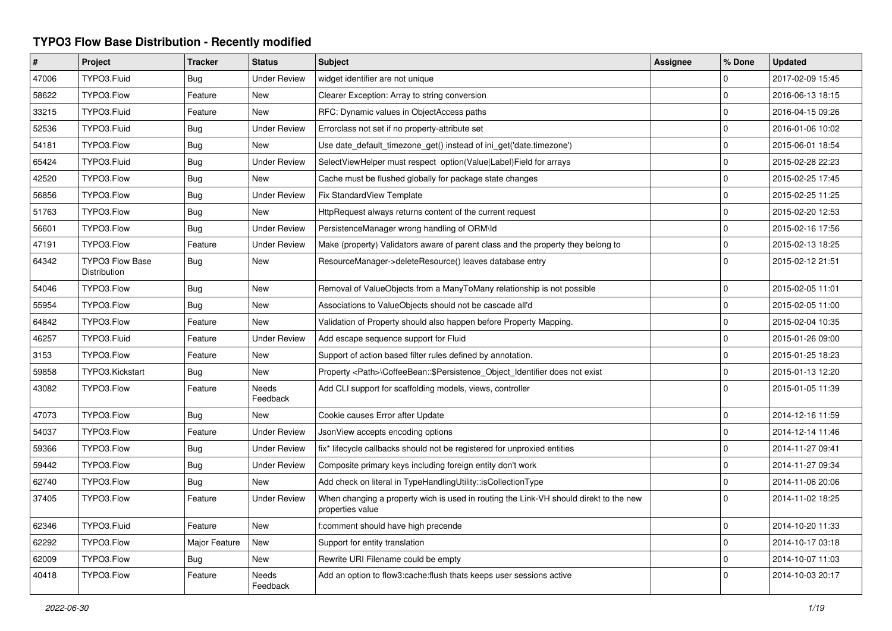# TYPO3 Flow Base Distribution - Recently modified

| # | Project | Tracker | Status | Subject | Assignee | % Done | Updated |
|---|---|---|---|---|---|---|---|
| 47006 | TYPO3.Fluid | Bug | Under Review | widget identifier are not unique | | 0 | 2017-02-09 15:45 |
| 58622 | TYPO3.Flow | Feature | New | Clearer Exception: Array to string conversion | | 0 | 2016-06-13 18:15 |
| 33215 | TYPO3.Fluid | Feature | New | RFC: Dynamic values in ObjectAccess paths | | 0 | 2016-04-15 09:26 |
| 52536 | TYPO3.Fluid | Bug | Under Review | Errorclass not set if no property-attribute set | | 0 | 2016-01-06 10:02 |
| 54181 | TYPO3.Flow | Bug | New | Use date_default_timezone_get() instead of ini_get('date.timezone') | | 0 | 2015-06-01 18:54 |
| 65424 | TYPO3.Fluid | Bug | Under Review | SelectViewHelper must respect option(Value\|Label)Field for arrays | | 0 | 2015-02-28 22:23 |
| 42520 | TYPO3.Flow | Bug | New | Cache must be flushed globally for package state changes | | 0 | 2015-02-25 17:45 |
| 56856 | TYPO3.Flow | Bug | Under Review | Fix StandardView Template | | 0 | 2015-02-25 11:25 |
| 51763 | TYPO3.Flow | Bug | New | HttpRequest always returns content of the current request | | 0 | 2015-02-20 12:53 |
| 56601 | TYPO3.Flow | Bug | Under Review | PersistenceManager wrong handling of ORM\Id | | 0 | 2015-02-16 17:56 |
| 47191 | TYPO3.Flow | Feature | Under Review | Make (property) Validators aware of parent class and the property they belong to | | 0 | 2015-02-13 18:25 |
| 64342 | TYPO3 Flow Base Distribution | Bug | New | ResourceManager->deleteResource() leaves database entry | | 0 | 2015-02-12 21:51 |
| 54046 | TYPO3.Flow | Bug | New | Removal of ValueObjects from a ManyToMany relationship is not possible | | 0 | 2015-02-05 11:01 |
| 55954 | TYPO3.Flow | Bug | New | Associations to ValueObjects should not be cascade all'd | | 0 | 2015-02-05 11:00 |
| 64842 | TYPO3.Flow | Feature | New | Validation of Property should also happen before Property Mapping. | | 0 | 2015-02-04 10:35 |
| 46257 | TYPO3.Fluid | Feature | Under Review | Add escape sequence support for Fluid | | 0 | 2015-01-26 09:00 |
| 3153 | TYPO3.Flow | Feature | New | Support of action based filter rules defined by annotation. | | 0 | 2015-01-25 18:23 |
| 59858 | TYPO3.Kickstart | Bug | New | Property <Path>\CoffeeBean::$Persistence_Object_Identifier does not exist | | 0 | 2015-01-13 12:20 |
| 43082 | TYPO3.Flow | Feature | Needs Feedback | Add CLI support for scaffolding models, views, controller | | 0 | 2015-01-05 11:39 |
| 47073 | TYPO3.Flow | Bug | New | Cookie causes Error after Update | | 0 | 2014-12-16 11:59 |
| 54037 | TYPO3.Flow | Feature | Under Review | JsonView accepts encoding options | | 0 | 2014-12-14 11:46 |
| 59366 | TYPO3.Flow | Bug | Under Review | fix* lifecycle callbacks should not be registered for unproxied entities | | 0 | 2014-11-27 09:41 |
| 59442 | TYPO3.Flow | Bug | Under Review | Composite primary keys including foreign entity don't work | | 0 | 2014-11-27 09:34 |
| 62740 | TYPO3.Flow | Bug | New | Add check on literal in TypeHandlingUtility::isCollectionType | | 0 | 2014-11-06 20:06 |
| 37405 | TYPO3.Flow | Feature | Under Review | When changing a property wich is used in routing the Link-VH should direkt to the new properties value | | 0 | 2014-11-02 18:25 |
| 62346 | TYPO3.Fluid | Feature | New | f:comment should have high precende | | 0 | 2014-10-20 11:33 |
| 62292 | TYPO3.Flow | Major Feature | New | Support for entity translation | | 0 | 2014-10-17 03:18 |
| 62009 | TYPO3.Flow | Bug | New | Rewrite URI Filename could be empty | | 0 | 2014-10-07 11:03 |
| 40418 | TYPO3.Flow | Feature | Needs Feedback | Add an option to flow3:cache:flush thats keeps user sessions active | | 0 | 2014-10-03 20:17 |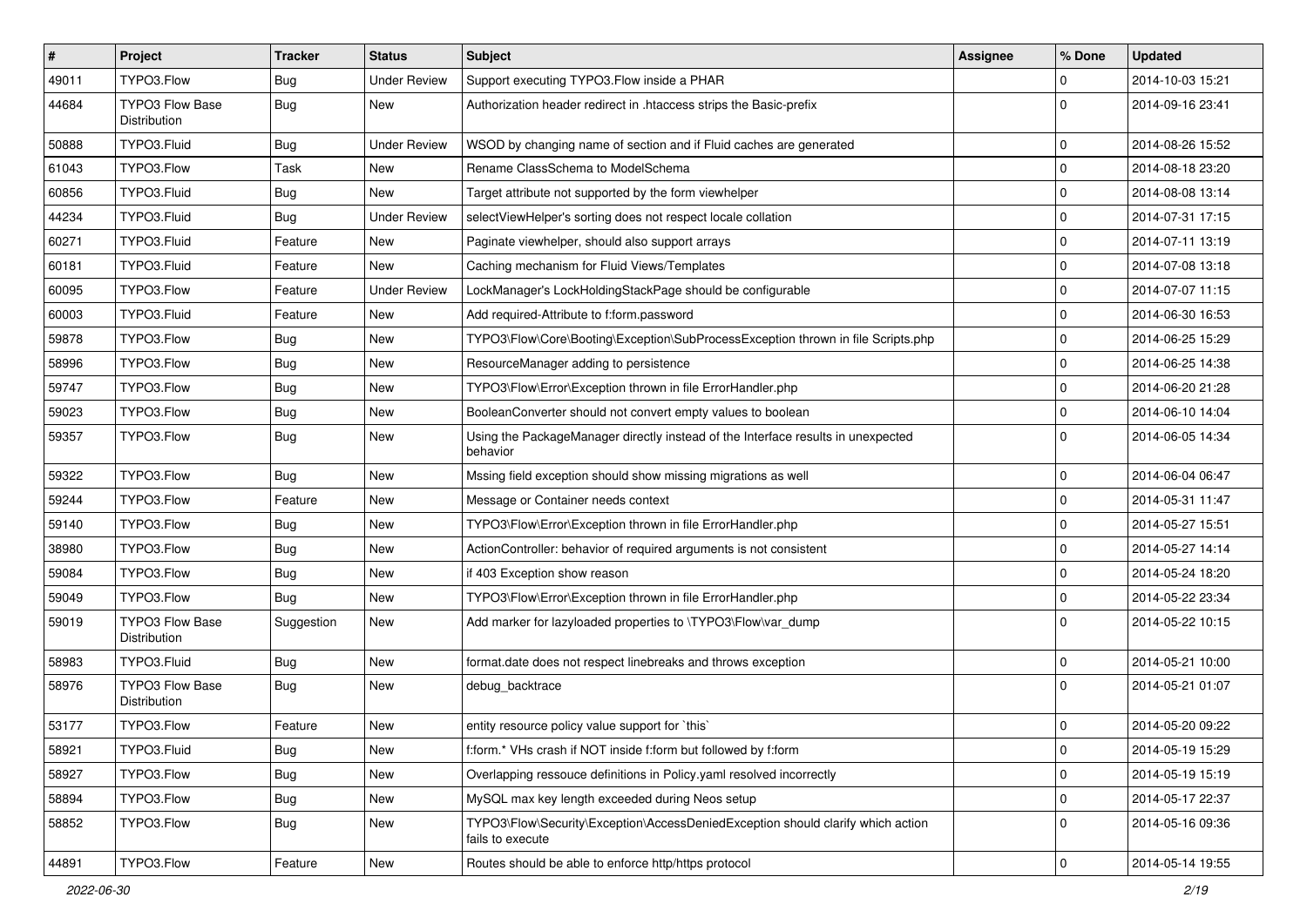| # | Project | Tracker | Status | Subject | Assignee | % Done | Updated |
|---|---|---|---|---|---|---|---|
| 49011 | TYPO3.Flow | Bug | Under Review | Support executing TYPO3.Flow inside a PHAR | | 0 | 2014-10-03 15:21 |
| 44684 | TYPO3 Flow Base Distribution | Bug | New | Authorization header redirect in .htaccess strips the Basic-prefix | | 0 | 2014-09-16 23:41 |
| 50888 | TYPO3.Fluid | Bug | Under Review | WSOD by changing name of section and if Fluid caches are generated | | 0 | 2014-08-26 15:52 |
| 61043 | TYPO3.Flow | Task | New | Rename ClassSchema to ModelSchema | | 0 | 2014-08-18 23:20 |
| 60856 | TYPO3.Fluid | Bug | New | Target attribute not supported by the form viewhelper | | 0 | 2014-08-08 13:14 |
| 44234 | TYPO3.Fluid | Bug | Under Review | selectViewHelper's sorting does not respect locale collation | | 0 | 2014-07-31 17:15 |
| 60271 | TYPO3.Fluid | Feature | New | Paginate viewhelper, should also support arrays | | 0 | 2014-07-11 13:19 |
| 60181 | TYPO3.Fluid | Feature | New | Caching mechanism for Fluid Views/Templates | | 0 | 2014-07-08 13:18 |
| 60095 | TYPO3.Flow | Feature | Under Review | LockManager's LockHoldingStackPage should be configurable | | 0 | 2014-07-07 11:15 |
| 60003 | TYPO3.Fluid | Feature | New | Add required-Attribute to f:form.password | | 0 | 2014-06-30 16:53 |
| 59878 | TYPO3.Flow | Bug | New | TYPO3\Flow\Core\Booting\Exception\SubProcessException thrown in file Scripts.php | | 0 | 2014-06-25 15:29 |
| 58996 | TYPO3.Flow | Bug | New | ResourceManager adding to persistence | | 0 | 2014-06-25 14:38 |
| 59747 | TYPO3.Flow | Bug | New | TYPO3\Flow\Error\Exception thrown in file ErrorHandler.php | | 0 | 2014-06-20 21:28 |
| 59023 | TYPO3.Flow | Bug | New | BooleanConverter should not convert empty values to boolean | | 0 | 2014-06-10 14:04 |
| 59357 | TYPO3.Flow | Bug | New | Using the PackageManager directly instead of the Interface results in unexpected behavior | | 0 | 2014-06-05 14:34 |
| 59322 | TYPO3.Flow | Bug | New | Mssing field exception should show missing migrations as well | | 0 | 2014-06-04 06:47 |
| 59244 | TYPO3.Flow | Feature | New | Message or Container needs context | | 0 | 2014-05-31 11:47 |
| 59140 | TYPO3.Flow | Bug | New | TYPO3\Flow\Error\Exception thrown in file ErrorHandler.php | | 0 | 2014-05-27 15:51 |
| 38980 | TYPO3.Flow | Bug | New | ActionController: behavior of required arguments is not consistent | | 0 | 2014-05-27 14:14 |
| 59084 | TYPO3.Flow | Bug | New | if 403 Exception show reason | | 0 | 2014-05-24 18:20 |
| 59049 | TYPO3.Flow | Bug | New | TYPO3\Flow\Error\Exception thrown in file ErrorHandler.php | | 0 | 2014-05-22 23:34 |
| 59019 | TYPO3 Flow Base Distribution | Suggestion | New | Add marker for lazyloaded properties to \TYPO3\Flow\var_dump | | 0 | 2014-05-22 10:15 |
| 58983 | TYPO3.Fluid | Bug | New | format.date does not respect linebreaks and throws exception | | 0 | 2014-05-21 10:00 |
| 58976 | TYPO3 Flow Base Distribution | Bug | New | debug_backtrace | | 0 | 2014-05-21 01:07 |
| 53177 | TYPO3.Flow | Feature | New | entity resource policy value support for `this` | | 0 | 2014-05-20 09:22 |
| 58921 | TYPO3.Fluid | Bug | New | f:form.* VHs crash if NOT inside f:form but followed by f:form | | 0 | 2014-05-19 15:29 |
| 58927 | TYPO3.Flow | Bug | New | Overlapping ressouce definitions in Policy.yaml resolved incorrectly | | 0 | 2014-05-19 15:19 |
| 58894 | TYPO3.Flow | Bug | New | MySQL max key length exceeded during Neos setup | | 0 | 2014-05-17 22:37 |
| 58852 | TYPO3.Flow | Bug | New | TYPO3\Flow\Security\Exception\AccessDeniedException should clarify which action fails to execute | | 0 | 2014-05-16 09:36 |
| 44891 | TYPO3.Flow | Feature | New | Routes should be able to enforce http/https protocol | | 0 | 2014-05-14 19:55 |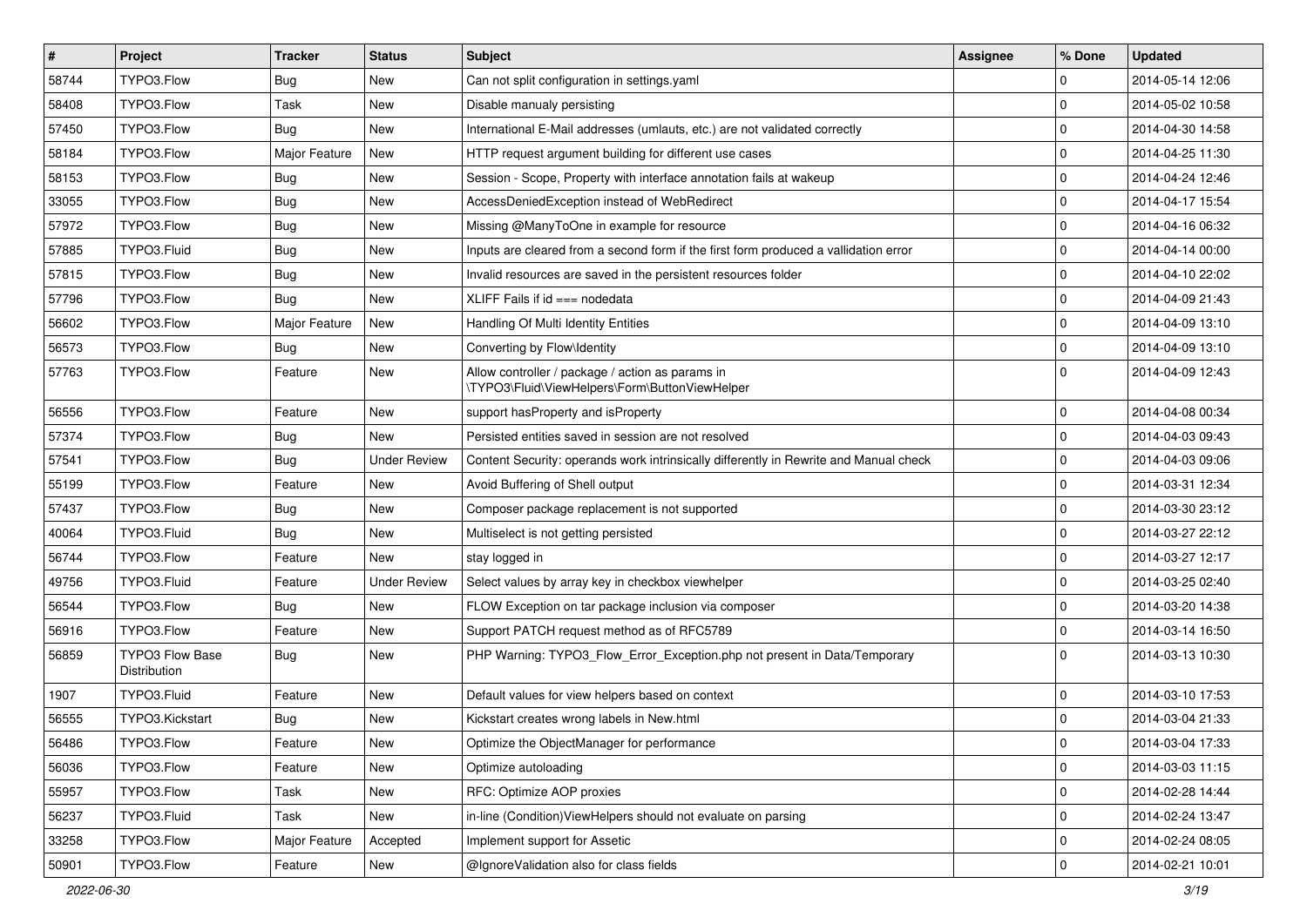| # | Project | Tracker | Status | Subject | Assignee | % Done | Updated |
|---|---|---|---|---|---|---|---|
| 58744 | TYPO3.Flow | Bug | New | Can not split configuration in settings.yaml | | 0 | 2014-05-14 12:06 |
| 58408 | TYPO3.Flow | Task | New | Disable manualy persisting | | 0 | 2014-05-02 10:58 |
| 57450 | TYPO3.Flow | Bug | New | International E-Mail addresses (umlauts, etc.) are not validated correctly | | 0 | 2014-04-30 14:58 |
| 58184 | TYPO3.Flow | Major Feature | New | HTTP request argument building for different use cases | | 0 | 2014-04-25 11:30 |
| 58153 | TYPO3.Flow | Bug | New | Session - Scope, Property with interface annotation fails at wakeup | | 0 | 2014-04-24 12:46 |
| 33055 | TYPO3.Flow | Bug | New | AccessDeniedException instead of WebRedirect | | 0 | 2014-04-17 15:54 |
| 57972 | TYPO3.Flow | Bug | New | Missing @ManyToOne in example for resource | | 0 | 2014-04-16 06:32 |
| 57885 | TYPO3.Fluid | Bug | New | Inputs are cleared from a second form if the first form produced a vallidation error | | 0 | 2014-04-14 00:00 |
| 57815 | TYPO3.Flow | Bug | New | Invalid resources are saved in the persistent resources folder | | 0 | 2014-04-10 22:02 |
| 57796 | TYPO3.Flow | Bug | New | XLIFF Fails if id === nodedata | | 0 | 2014-04-09 21:43 |
| 56602 | TYPO3.Flow | Major Feature | New | Handling Of Multi Identity Entities | | 0 | 2014-04-09 13:10 |
| 56573 | TYPO3.Flow | Bug | New | Converting by Flow\Identity | | 0 | 2014-04-09 13:10 |
| 57763 | TYPO3.Flow | Feature | New | Allow controller / package / action as params in \TYPO3\Fluid\ViewHelpers\Form\ButtonViewHelper | | 0 | 2014-04-09 12:43 |
| 56556 | TYPO3.Flow | Feature | New | support hasProperty and isProperty | | 0 | 2014-04-08 00:34 |
| 57374 | TYPO3.Flow | Bug | New | Persisted entities saved in session are not resolved | | 0 | 2014-04-03 09:43 |
| 57541 | TYPO3.Flow | Bug | Under Review | Content Security: operands work intrinsically differently in Rewrite and Manual check | | 0 | 2014-04-03 09:06 |
| 55199 | TYPO3.Flow | Feature | New | Avoid Buffering of Shell output | | 0 | 2014-03-31 12:34 |
| 57437 | TYPO3.Flow | Bug | New | Composer package replacement is not supported | | 0 | 2014-03-30 23:12 |
| 40064 | TYPO3.Fluid | Bug | New | Multiselect is not getting persisted | | 0 | 2014-03-27 22:12 |
| 56744 | TYPO3.Flow | Feature | New | stay logged in | | 0 | 2014-03-27 12:17 |
| 49756 | TYPO3.Fluid | Feature | Under Review | Select values by array key in checkbox viewhelper | | 0 | 2014-03-25 02:40 |
| 56544 | TYPO3.Flow | Bug | New | FLOW Exception on tar package inclusion via composer | | 0 | 2014-03-20 14:38 |
| 56916 | TYPO3.Flow | Feature | New | Support PATCH request method as of RFC5789 | | 0 | 2014-03-14 16:50 |
| 56859 | TYPO3 Flow Base Distribution | Bug | New | PHP Warning: TYPO3_Flow_Error_Exception.php not present in Data/Temporary | | 0 | 2014-03-13 10:30 |
| 1907 | TYPO3.Fluid | Feature | New | Default values for view helpers based on context | | 0 | 2014-03-10 17:53 |
| 56555 | TYPO3.Kickstart | Bug | New | Kickstart creates wrong labels in New.html | | 0 | 2014-03-04 21:33 |
| 56486 | TYPO3.Flow | Feature | New | Optimize the ObjectManager for performance | | 0 | 2014-03-04 17:33 |
| 56036 | TYPO3.Flow | Feature | New | Optimize autoloading | | 0 | 2014-03-03 11:15 |
| 55957 | TYPO3.Flow | Task | New | RFC: Optimize AOP proxies | | 0 | 2014-02-28 14:44 |
| 56237 | TYPO3.Fluid | Task | New | in-line (Condition)ViewHelpers should not evaluate on parsing | | 0 | 2014-02-24 13:47 |
| 33258 | TYPO3.Flow | Major Feature | Accepted | Implement support for Assetic | | 0 | 2014-02-24 08:05 |
| 50901 | TYPO3.Flow | Feature | New | @IgnoreValidation also for class fields | | 0 | 2014-02-21 10:01 |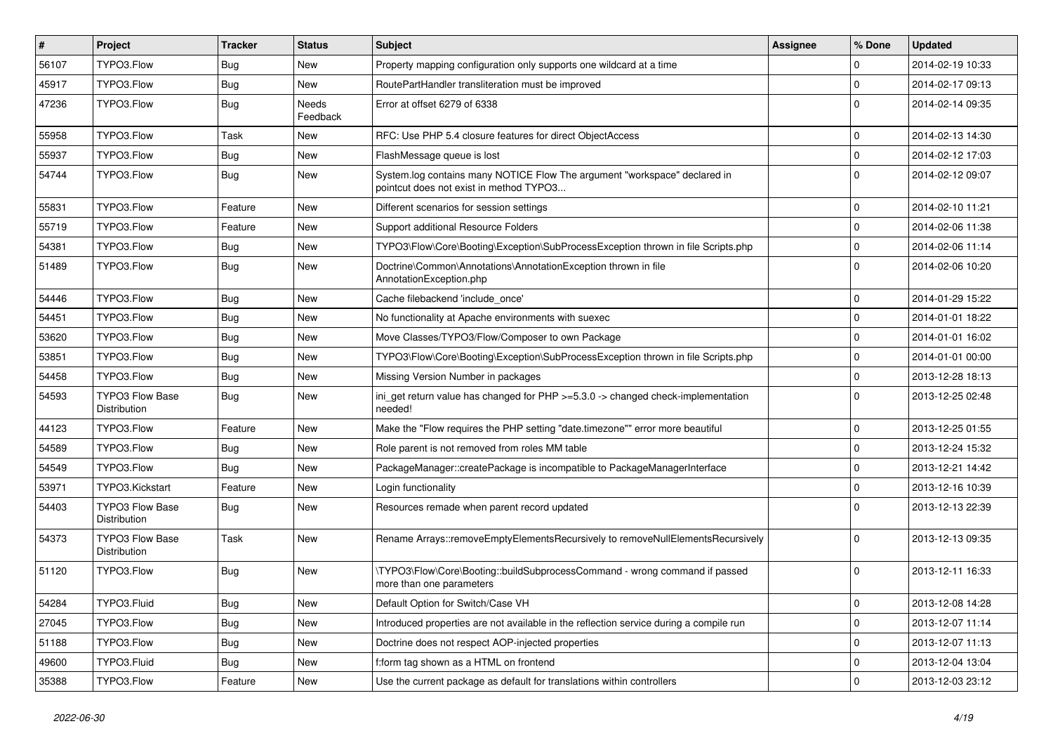| # | Project | Tracker | Status | Subject | Assignee | % Done | Updated |
|---|---|---|---|---|---|---|---|
| 56107 | TYPO3.Flow | Bug | New | Property mapping configuration only supports one wildcard at a time | | 0 | 2014-02-19 10:33 |
| 45917 | TYPO3.Flow | Bug | New | RoutePartHandler transliteration must be improved | | 0 | 2014-02-17 09:13 |
| 47236 | TYPO3.Flow | Bug | Needs Feedback | Error at offset 6279 of 6338 | | 0 | 2014-02-14 09:35 |
| 55958 | TYPO3.Flow | Task | New | RFC: Use PHP 5.4 closure features for direct ObjectAccess | | 0 | 2014-02-13 14:30 |
| 55937 | TYPO3.Flow | Bug | New | FlashMessage queue is lost | | 0 | 2014-02-12 17:03 |
| 54744 | TYPO3.Flow | Bug | New | System.log contains many NOTICE Flow The argument "workspace" declared in pointcut does not exist in method TYPO3... | | 0 | 2014-02-12 09:07 |
| 55831 | TYPO3.Flow | Feature | New | Different scenarios for session settings | | 0 | 2014-02-10 11:21 |
| 55719 | TYPO3.Flow | Feature | New | Support additional Resource Folders | | 0 | 2014-02-06 11:38 |
| 54381 | TYPO3.Flow | Bug | New | TYPO3\Flow\Core\Booting\Exception\SubProcessException thrown in file Scripts.php | | 0 | 2014-02-06 11:14 |
| 51489 | TYPO3.Flow | Bug | New | Doctrine\Common\Annotations\AnnotationException thrown in file AnnotationException.php | | 0 | 2014-02-06 10:20 |
| 54446 | TYPO3.Flow | Bug | New | Cache filebackend 'include_once' | | 0 | 2014-01-29 15:22 |
| 54451 | TYPO3.Flow | Bug | New | No functionality at Apache environments with suexec | | 0 | 2014-01-01 18:22 |
| 53620 | TYPO3.Flow | Bug | New | Move Classes/TYPO3/Flow/Composer to own Package | | 0 | 2014-01-01 16:02 |
| 53851 | TYPO3.Flow | Bug | New | TYPO3\Flow\Core\Booting\Exception\SubProcessException thrown in file Scripts.php | | 0 | 2014-01-01 00:00 |
| 54458 | TYPO3.Flow | Bug | New | Missing Version Number in packages | | 0 | 2013-12-28 18:13 |
| 54593 | TYPO3 Flow Base Distribution | Bug | New | ini_get return value has changed for PHP >=5.3.0 -> changed check-implementation needed! | | 0 | 2013-12-25 02:48 |
| 44123 | TYPO3.Flow | Feature | New | Make the "Flow requires the PHP setting "date.timezone"" error more beautiful | | 0 | 2013-12-25 01:55 |
| 54589 | TYPO3.Flow | Bug | New | Role parent is not removed from roles MM table | | 0 | 2013-12-24 15:32 |
| 54549 | TYPO3.Flow | Bug | New | PackageManager::createPackage is incompatible to PackageManagerInterface | | 0 | 2013-12-21 14:42 |
| 53971 | TYPO3.Kickstart | Feature | New | Login functionality | | 0 | 2013-12-16 10:39 |
| 54403 | TYPO3 Flow Base Distribution | Bug | New | Resources remade when parent record updated | | 0 | 2013-12-13 22:39 |
| 54373 | TYPO3 Flow Base Distribution | Task | New | Rename Arrays::removeEmptyElementsRecursively to removeNullElementsRecursively | | 0 | 2013-12-13 09:35 |
| 51120 | TYPO3.Flow | Bug | New | \TYPO3\Flow\Core\Booting::buildSubprocessCommand - wrong command if passed more than one parameters | | 0 | 2013-12-11 16:33 |
| 54284 | TYPO3.Fluid | Bug | New | Default Option for Switch/Case VH | | 0 | 2013-12-08 14:28 |
| 27045 | TYPO3.Flow | Bug | New | Introduced properties are not available in the reflection service during a compile run | | 0 | 2013-12-07 11:14 |
| 51188 | TYPO3.Flow | Bug | New | Doctrine does not respect AOP-injected properties | | 0 | 2013-12-07 11:13 |
| 49600 | TYPO3.Fluid | Bug | New | f:form tag shown as a HTML on frontend | | 0 | 2013-12-04 13:04 |
| 35388 | TYPO3.Flow | Feature | New | Use the current package as default for translations within controllers | | 0 | 2013-12-03 23:12 |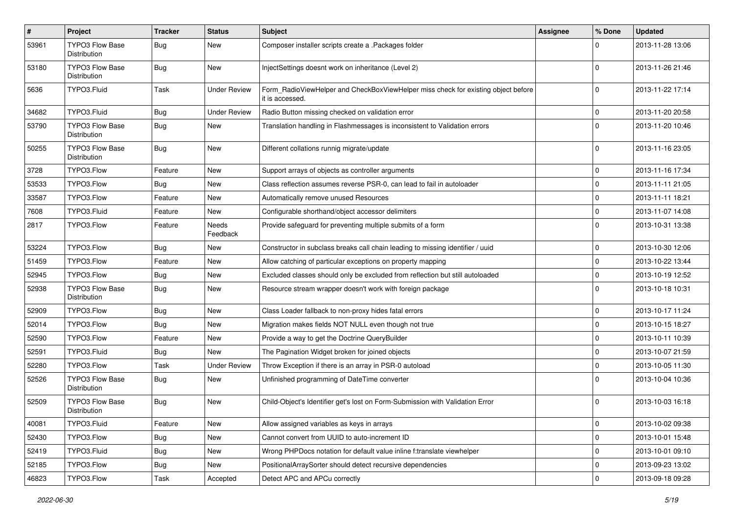| # | Project | Tracker | Status | Subject | Assignee | % Done | Updated |
|---|---|---|---|---|---|---|---|
| 53961 | TYPO3 Flow Base Distribution | Bug | New | Composer installer scripts create a .Packages folder | | 0 | 2013-11-28 13:06 |
| 53180 | TYPO3 Flow Base Distribution | Bug | New | InjectSettings doesnt work on inheritance (Level 2) | | 0 | 2013-11-26 21:46 |
| 5636 | TYPO3.Fluid | Task | Under Review | Form_RadioViewHelper and CheckBoxViewHelper miss check for existing object before it is accessed. | | 0 | 2013-11-22 17:14 |
| 34682 | TYPO3.Fluid | Bug | Under Review | Radio Button missing checked on validation error | | 0 | 2013-11-20 20:58 |
| 53790 | TYPO3 Flow Base Distribution | Bug | New | Translation handling in Flashmessages is inconsistent to Validation errors | | 0 | 2013-11-20 10:46 |
| 50255 | TYPO3 Flow Base Distribution | Bug | New | Different collations runnig migrate/update | | 0 | 2013-11-16 23:05 |
| 3728 | TYPO3.Flow | Feature | New | Support arrays of objects as controller arguments | | 0 | 2013-11-16 17:34 |
| 53533 | TYPO3.Flow | Bug | New | Class reflection assumes reverse PSR-0, can lead to fail in autoloader | | 0 | 2013-11-11 21:05 |
| 33587 | TYPO3.Flow | Feature | New | Automatically remove unused Resources | | 0 | 2013-11-11 18:21 |
| 7608 | TYPO3.Fluid | Feature | New | Configurable shorthand/object accessor delimiters | | 0 | 2013-11-07 14:08 |
| 2817 | TYPO3.Flow | Feature | Needs Feedback | Provide safeguard for preventing multiple submits of a form | | 0 | 2013-10-31 13:38 |
| 53224 | TYPO3.Flow | Bug | New | Constructor in subclass breaks call chain leading to missing identifier / uuid | | 0 | 2013-10-30 12:06 |
| 51459 | TYPO3.Flow | Feature | New | Allow catching of particular exceptions on property mapping | | 0 | 2013-10-22 13:44 |
| 52945 | TYPO3.Flow | Bug | New | Excluded classes should only be excluded from reflection but still autoloaded | | 0 | 2013-10-19 12:52 |
| 52938 | TYPO3 Flow Base Distribution | Bug | New | Resource stream wrapper doesn't work with foreign package | | 0 | 2013-10-18 10:31 |
| 52909 | TYPO3.Flow | Bug | New | Class Loader fallback to non-proxy hides fatal errors | | 0 | 2013-10-17 11:24 |
| 52014 | TYPO3.Flow | Bug | New | Migration makes fields NOT NULL even though not true | | 0 | 2013-10-15 18:27 |
| 52590 | TYPO3.Flow | Feature | New | Provide a way to get the Doctrine QueryBuilder | | 0 | 2013-10-11 10:39 |
| 52591 | TYPO3.Fluid | Bug | New | The Pagination Widget broken for joined objects | | 0 | 2013-10-07 21:59 |
| 52280 | TYPO3.Flow | Task | Under Review | Throw Exception if there is an array in PSR-0 autoload | | 0 | 2013-10-05 11:30 |
| 52526 | TYPO3 Flow Base Distribution | Bug | New | Unfinished programming of DateTime converter | | 0 | 2013-10-04 10:36 |
| 52509 | TYPO3 Flow Base Distribution | Bug | New | Child-Object's Identifier get's lost on Form-Submission with Validation Error | | 0 | 2013-10-03 16:18 |
| 40081 | TYPO3.Fluid | Feature | New | Allow assigned variables as keys in arrays | | 0 | 2013-10-02 09:38 |
| 52430 | TYPO3.Flow | Bug | New | Cannot convert from UUID to auto-increment ID | | 0 | 2013-10-01 15:48 |
| 52419 | TYPO3.Fluid | Bug | New | Wrong PHPDocs notation for default value inline f:translate viewhelper | | 0 | 2013-10-01 09:10 |
| 52185 | TYPO3.Flow | Bug | New | PositionalArraySorter should detect recursive dependencies | | 0 | 2013-09-23 13:02 |
| 46823 | TYPO3.Flow | Task | Accepted | Detect APC and APCu correctly | | 0 | 2013-09-18 09:28 |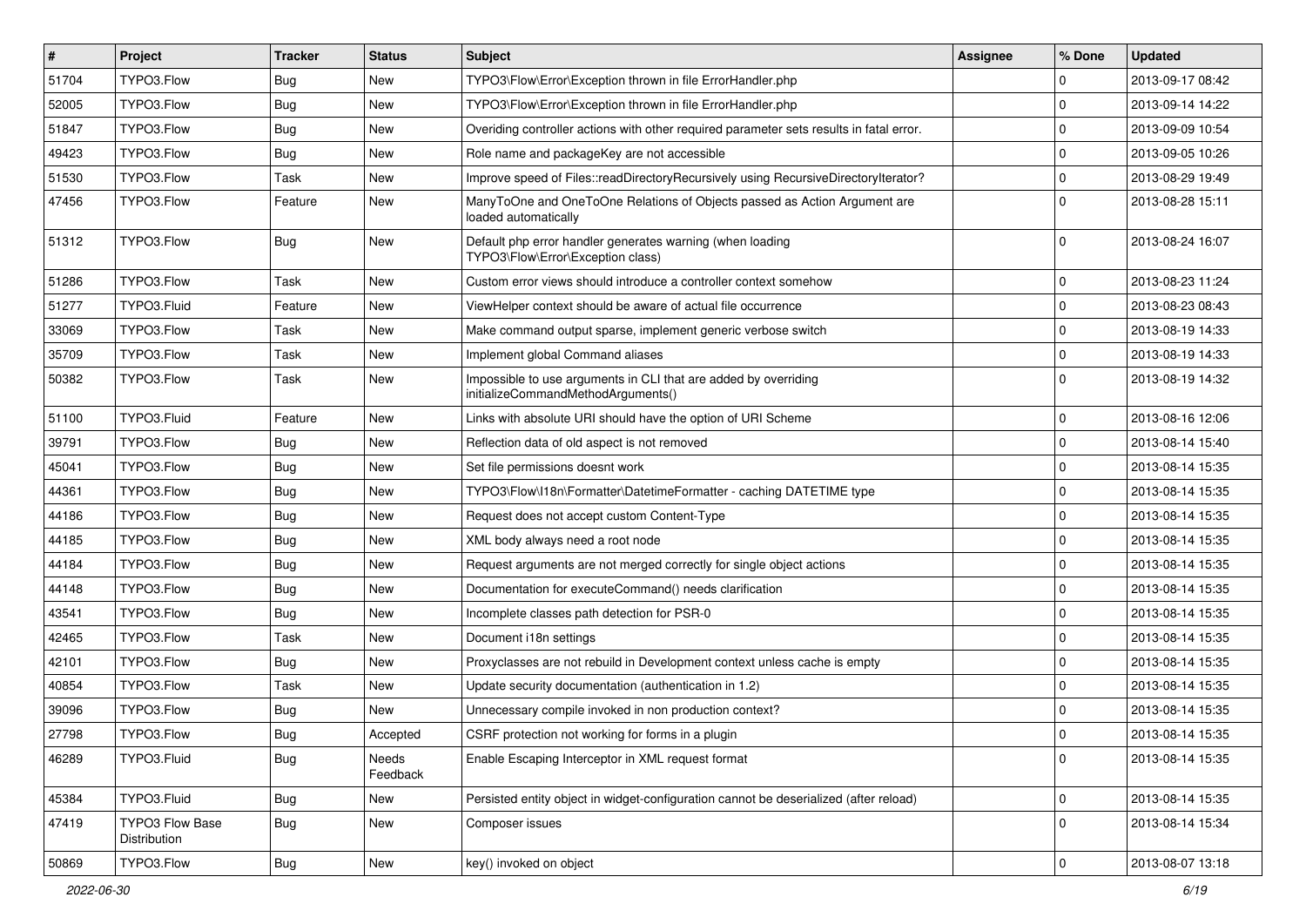| # | Project | Tracker | Status | Subject | Assignee | % Done | Updated |
|---|---|---|---|---|---|---|---|
| 51704 | TYPO3.Flow | Bug | New | TYPO3\Flow\Error\Exception thrown in file ErrorHandler.php | | 0 | 2013-09-17 08:42 |
| 52005 | TYPO3.Flow | Bug | New | TYPO3\Flow\Error\Exception thrown in file ErrorHandler.php | | 0 | 2013-09-14 14:22 |
| 51847 | TYPO3.Flow | Bug | New | Overiding controller actions with other required parameter sets results in fatal error. | | 0 | 2013-09-09 10:54 |
| 49423 | TYPO3.Flow | Bug | New | Role name and packageKey are not accessible | | 0 | 2013-09-05 10:26 |
| 51530 | TYPO3.Flow | Task | New | Improve speed of Files::readDirectoryRecursively using RecursiveDirectoryIterator? | | 0 | 2013-08-29 19:49 |
| 47456 | TYPO3.Flow | Feature | New | ManyToOne and OneToOne Relations of Objects passed as Action Argument are loaded automatically | | 0 | 2013-08-28 15:11 |
| 51312 | TYPO3.Flow | Bug | New | Default php error handler generates warning (when loading TYPO3\Flow\Error\Exception class) | | 0 | 2013-08-24 16:07 |
| 51286 | TYPO3.Flow | Task | New | Custom error views should introduce a controller context somehow | | 0 | 2013-08-23 11:24 |
| 51277 | TYPO3.Fluid | Feature | New | ViewHelper context should be aware of actual file occurrence | | 0 | 2013-08-23 08:43 |
| 33069 | TYPO3.Flow | Task | New | Make command output sparse, implement generic verbose switch | | 0 | 2013-08-19 14:33 |
| 35709 | TYPO3.Flow | Task | New | Implement global Command aliases | | 0 | 2013-08-19 14:33 |
| 50382 | TYPO3.Flow | Task | New | Impossible to use arguments in CLI that are added by overriding initializeCommandMethodArguments() | | 0 | 2013-08-19 14:32 |
| 51100 | TYPO3.Fluid | Feature | New | Links with absolute URI should have the option of URI Scheme | | 0 | 2013-08-16 12:06 |
| 39791 | TYPO3.Flow | Bug | New | Reflection data of old aspect is not removed | | 0 | 2013-08-14 15:40 |
| 45041 | TYPO3.Flow | Bug | New | Set file permissions doesnt work | | 0 | 2013-08-14 15:35 |
| 44361 | TYPO3.Flow | Bug | New | TYPO3\Flow\I18n\Formatter\DatetimeFormatter - caching DATETIME type | | 0 | 2013-08-14 15:35 |
| 44186 | TYPO3.Flow | Bug | New | Request does not accept custom Content-Type | | 0 | 2013-08-14 15:35 |
| 44185 | TYPO3.Flow | Bug | New | XML body always need a root node | | 0 | 2013-08-14 15:35 |
| 44184 | TYPO3.Flow | Bug | New | Request arguments are not merged correctly for single object actions | | 0 | 2013-08-14 15:35 |
| 44148 | TYPO3.Flow | Bug | New | Documentation for executeCommand() needs clarification | | 0 | 2013-08-14 15:35 |
| 43541 | TYPO3.Flow | Bug | New | Incomplete classes path detection for PSR-0 | | 0 | 2013-08-14 15:35 |
| 42465 | TYPO3.Flow | Task | New | Document i18n settings | | 0 | 2013-08-14 15:35 |
| 42101 | TYPO3.Flow | Bug | New | Proxyclasses are not rebuild in Development context unless cache is empty | | 0 | 2013-08-14 15:35 |
| 40854 | TYPO3.Flow | Task | New | Update security documentation (authentication in 1.2) | | 0 | 2013-08-14 15:35 |
| 39096 | TYPO3.Flow | Bug | New | Unnecessary compile invoked in non production context? | | 0 | 2013-08-14 15:35 |
| 27798 | TYPO3.Flow | Bug | Accepted | CSRF protection not working for forms in a plugin | | 0 | 2013-08-14 15:35 |
| 46289 | TYPO3.Fluid | Bug | Needs Feedback | Enable Escaping Interceptor in XML request format | | 0 | 2013-08-14 15:35 |
| 45384 | TYPO3.Fluid | Bug | New | Persisted entity object in widget-configuration cannot be deserialized (after reload) | | 0 | 2013-08-14 15:35 |
| 47419 | TYPO3 Flow Base Distribution | Bug | New | Composer issues | | 0 | 2013-08-14 15:34 |
| 50869 | TYPO3.Flow | Bug | New | key() invoked on object | | 0 | 2013-08-07 13:18 |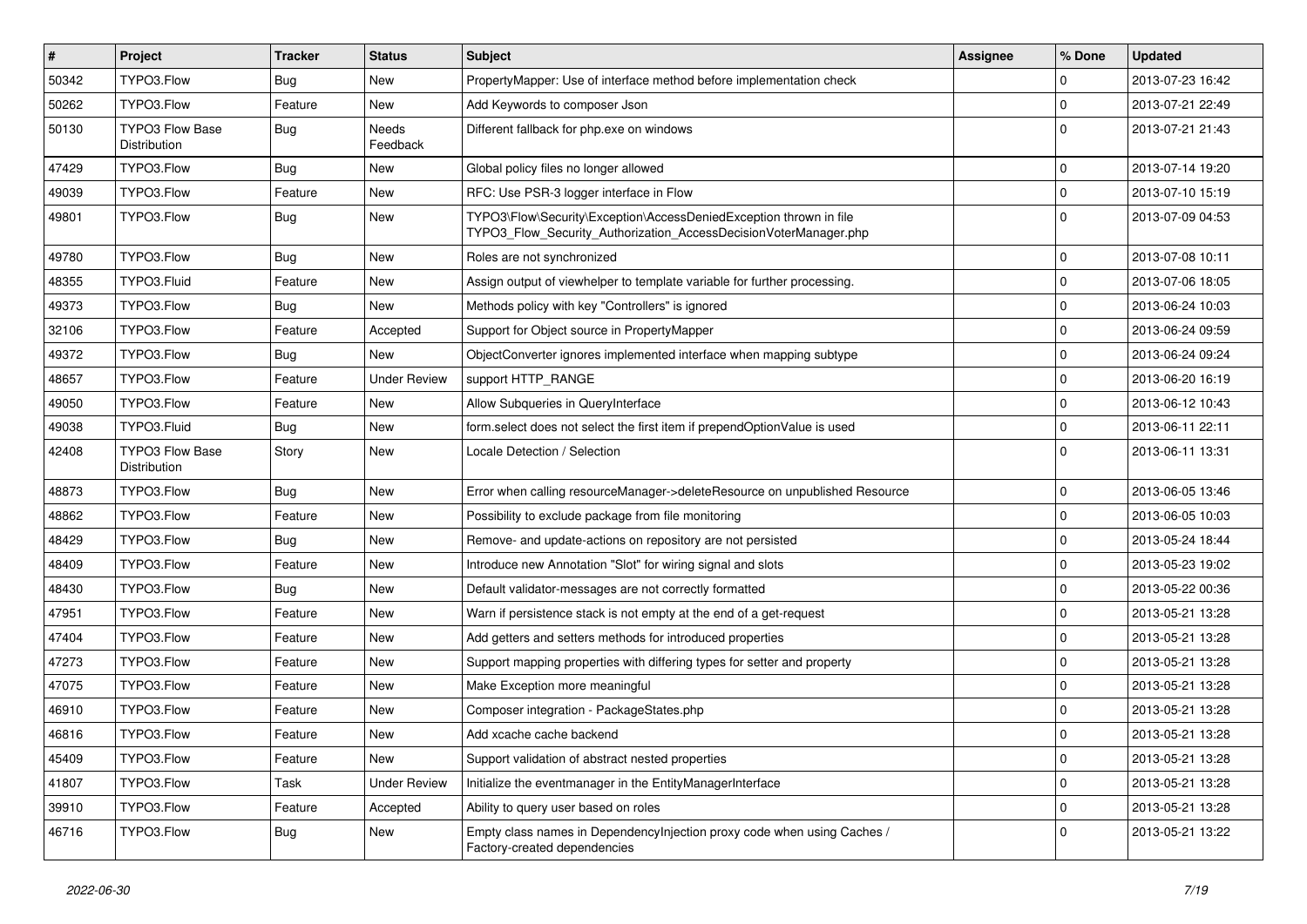| # | Project | Tracker | Status | Subject | Assignee | % Done | Updated |
|---|---|---|---|---|---|---|---|
| 50342 | TYPO3.Flow | Bug | New | PropertyMapper: Use of interface method before implementation check | | 0 | 2013-07-23 16:42 |
| 50262 | TYPO3.Flow | Feature | New | Add Keywords to composer Json | | 0 | 2013-07-21 22:49 |
| 50130 | TYPO3 Flow Base Distribution | Bug | Needs Feedback | Different fallback for php.exe on windows | | 0 | 2013-07-21 21:43 |
| 47429 | TYPO3.Flow | Bug | New | Global policy files no longer allowed | | 0 | 2013-07-14 19:20 |
| 49039 | TYPO3.Flow | Feature | New | RFC: Use PSR-3 logger interface in Flow | | 0 | 2013-07-10 15:19 |
| 49801 | TYPO3.Flow | Bug | New | TYPO3\Flow\Security\Exception\AccessDeniedException thrown in file TYPO3_Flow_Security_Authorization_AccessDecisionVoterManager.php | | 0 | 2013-07-09 04:53 |
| 49780 | TYPO3.Flow | Bug | New | Roles are not synchronized | | 0 | 2013-07-08 10:11 |
| 48355 | TYPO3.Fluid | Feature | New | Assign output of viewhelper to template variable for further processing. | | 0 | 2013-07-06 18:05 |
| 49373 | TYPO3.Flow | Bug | New | Methods policy with key "Controllers" is ignored | | 0 | 2013-06-24 10:03 |
| 32106 | TYPO3.Flow | Feature | Accepted | Support for Object source in PropertyMapper | | 0 | 2013-06-24 09:59 |
| 49372 | TYPO3.Flow | Bug | New | ObjectConverter ignores implemented interface when mapping subtype | | 0 | 2013-06-24 09:24 |
| 48657 | TYPO3.Flow | Feature | Under Review | support HTTP_RANGE | | 0 | 2013-06-20 16:19 |
| 49050 | TYPO3.Flow | Feature | New | Allow Subqueries in QueryInterface | | 0 | 2013-06-12 10:43 |
| 49038 | TYPO3.Fluid | Bug | New | form.select does not select the first item if prependOptionValue is used | | 0 | 2013-06-11 22:11 |
| 42408 | TYPO3 Flow Base Distribution | Story | New | Locale Detection / Selection | | 0 | 2013-06-11 13:31 |
| 48873 | TYPO3.Flow | Bug | New | Error when calling resourceManager->deleteResource on unpublished Resource | | 0 | 2013-06-05 13:46 |
| 48862 | TYPO3.Flow | Feature | New | Possibility to exclude package from file monitoring | | 0 | 2013-06-05 10:03 |
| 48429 | TYPO3.Flow | Bug | New | Remove- and update-actions on repository are not persisted | | 0 | 2013-05-24 18:44 |
| 48409 | TYPO3.Flow | Feature | New | Introduce new Annotation "Slot" for wiring signal and slots | | 0 | 2013-05-23 19:02 |
| 48430 | TYPO3.Flow | Bug | New | Default validator-messages are not correctly formatted | | 0 | 2013-05-22 00:36 |
| 47951 | TYPO3.Flow | Feature | New | Warn if persistence stack is not empty at the end of a get-request | | 0 | 2013-05-21 13:28 |
| 47404 | TYPO3.Flow | Feature | New | Add getters and setters methods for introduced properties | | 0 | 2013-05-21 13:28 |
| 47273 | TYPO3.Flow | Feature | New | Support mapping properties with differing types for setter and property | | 0 | 2013-05-21 13:28 |
| 47075 | TYPO3.Flow | Feature | New | Make Exception more meaningful | | 0 | 2013-05-21 13:28 |
| 46910 | TYPO3.Flow | Feature | New | Composer integration - PackageStates.php | | 0 | 2013-05-21 13:28 |
| 46816 | TYPO3.Flow | Feature | New | Add xcache cache backend | | 0 | 2013-05-21 13:28 |
| 45409 | TYPO3.Flow | Feature | New | Support validation of abstract nested properties | | 0 | 2013-05-21 13:28 |
| 41807 | TYPO3.Flow | Task | Under Review | Initialize the eventmanager in the EntityManagerInterface | | 0 | 2013-05-21 13:28 |
| 39910 | TYPO3.Flow | Feature | Accepted | Ability to query user based on roles | | 0 | 2013-05-21 13:28 |
| 46716 | TYPO3.Flow | Bug | New | Empty class names in DependencyInjection proxy code when using Caches / Factory-created dependencies | | 0 | 2013-05-21 13:22 |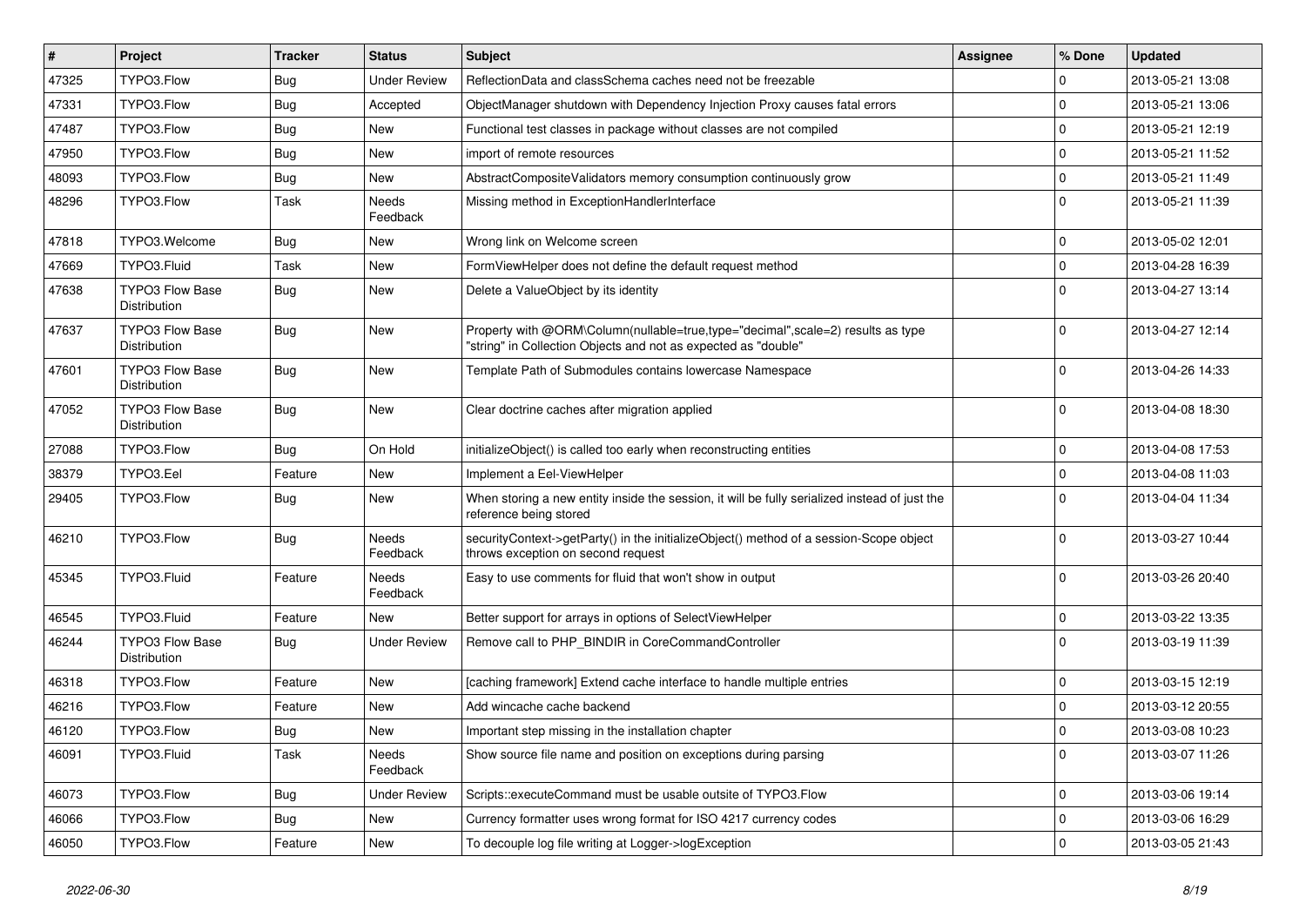| # | Project | Tracker | Status | Subject | Assignee | % Done | Updated |
|---|---|---|---|---|---|---|---|
| 47325 | TYPO3.Flow | Bug | Under Review | ReflectionData and classSchema caches need not be freezable | | 0 | 2013-05-21 13:08 |
| 47331 | TYPO3.Flow | Bug | Accepted | ObjectManager shutdown with Dependency Injection Proxy causes fatal errors | | 0 | 2013-05-21 13:06 |
| 47487 | TYPO3.Flow | Bug | New | Functional test classes in package without classes are not compiled | | 0 | 2013-05-21 12:19 |
| 47950 | TYPO3.Flow | Bug | New | import of remote resources | | 0 | 2013-05-21 11:52 |
| 48093 | TYPO3.Flow | Bug | New | AbstractCompositeValidators memory consumption continuously grow | | 0 | 2013-05-21 11:49 |
| 48296 | TYPO3.Flow | Task | Needs Feedback | Missing method in ExceptionHandlerInterface | | 0 | 2013-05-21 11:39 |
| 47818 | TYPO3.Welcome | Bug | New | Wrong link on Welcome screen | | 0 | 2013-05-02 12:01 |
| 47669 | TYPO3.Fluid | Task | New | FormViewHelper does not define the default request method | | 0 | 2013-04-28 16:39 |
| 47638 | TYPO3 Flow Base Distribution | Bug | New | Delete a ValueObject by its identity | | 0 | 2013-04-27 13:14 |
| 47637 | TYPO3 Flow Base Distribution | Bug | New | Property with @ORM\Column(nullable=true,type="decimal",scale=2) results as type "string" in Collection Objects and not as expected as "double" | | 0 | 2013-04-27 12:14 |
| 47601 | TYPO3 Flow Base Distribution | Bug | New | Template Path of Submodules contains lowercase Namespace | | 0 | 2013-04-26 14:33 |
| 47052 | TYPO3 Flow Base Distribution | Bug | New | Clear doctrine caches after migration applied | | 0 | 2013-04-08 18:30 |
| 27088 | TYPO3.Flow | Bug | On Hold | initializeObject() is called too early when reconstructing entities | | 0 | 2013-04-08 17:53 |
| 38379 | TYPO3.Eel | Feature | New | Implement a Eel-ViewHelper | | 0 | 2013-04-08 11:03 |
| 29405 | TYPO3.Flow | Bug | New | When storing a new entity inside the session, it will be fully serialized instead of just the reference being stored | | 0 | 2013-04-04 11:34 |
| 46210 | TYPO3.Flow | Bug | Needs Feedback | securityContext->getParty() in the initializeObject() method of a session-Scope object throws exception on second request | | 0 | 2013-03-27 10:44 |
| 45345 | TYPO3.Fluid | Feature | Needs Feedback | Easy to use comments for fluid that won't show in output | | 0 | 2013-03-26 20:40 |
| 46545 | TYPO3.Fluid | Feature | New | Better support for arrays in options of SelectViewHelper | | 0 | 2013-03-22 13:35 |
| 46244 | TYPO3 Flow Base Distribution | Bug | Under Review | Remove call to PHP_BINDIR in CoreCommandController | | 0 | 2013-03-19 11:39 |
| 46318 | TYPO3.Flow | Feature | New | [caching framework] Extend cache interface to handle multiple entries | | 0 | 2013-03-15 12:19 |
| 46216 | TYPO3.Flow | Feature | New | Add wincache cache backend | | 0 | 2013-03-12 20:55 |
| 46120 | TYPO3.Flow | Bug | New | Important step missing in the installation chapter | | 0 | 2013-03-08 10:23 |
| 46091 | TYPO3.Fluid | Task | Needs Feedback | Show source file name and position on exceptions during parsing | | 0 | 2013-03-07 11:26 |
| 46073 | TYPO3.Flow | Bug | Under Review | Scripts::executeCommand must be usable outsite of TYPO3.Flow | | 0 | 2013-03-06 19:14 |
| 46066 | TYPO3.Flow | Bug | New | Currency formatter uses wrong format for ISO 4217 currency codes | | 0 | 2013-03-06 16:29 |
| 46050 | TYPO3.Flow | Feature | New | To decouple log file writing at Logger->logException | | 0 | 2013-03-05 21:43 |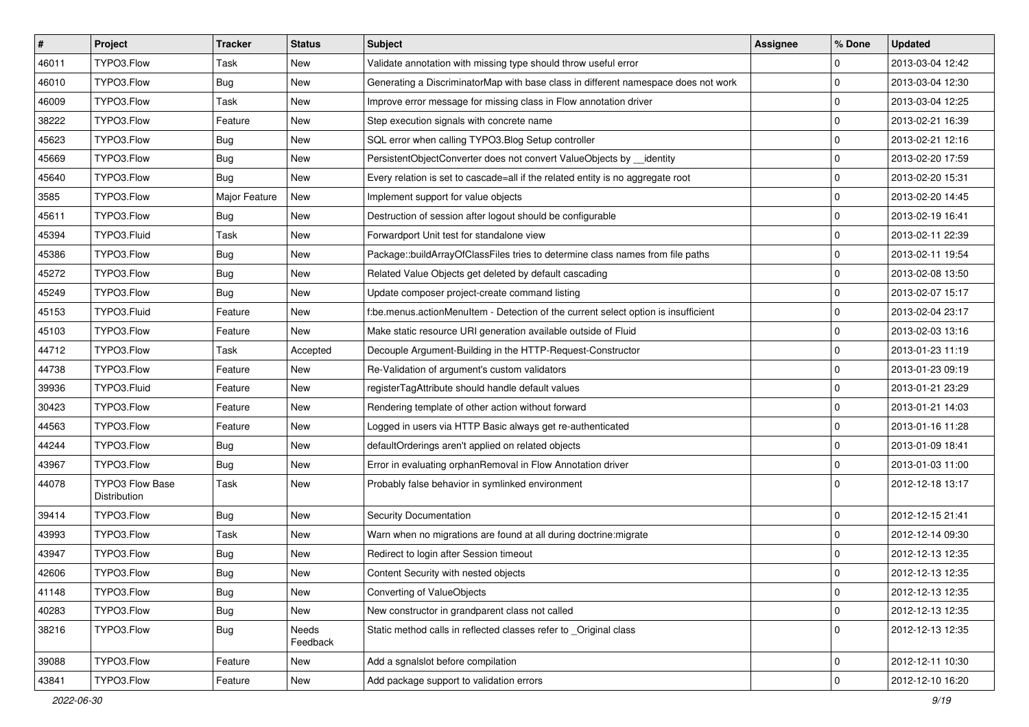| # | Project | Tracker | Status | Subject | Assignee | % Done | Updated |
|---|---|---|---|---|---|---|---|
| 46011 | TYPO3.Flow | Task | New | Validate annotation with missing type should throw useful error | | 0 | 2013-03-04 12:42 |
| 46010 | TYPO3.Flow | Bug | New | Generating a DiscriminatorMap with base class in different namespace does not work | | 0 | 2013-03-04 12:30 |
| 46009 | TYPO3.Flow | Task | New | Improve error message for missing class in Flow annotation driver | | 0 | 2013-03-04 12:25 |
| 38222 | TYPO3.Flow | Feature | New | Step execution signals with concrete name | | 0 | 2013-02-21 16:39 |
| 45623 | TYPO3.Flow | Bug | New | SQL error when calling TYPO3.Blog Setup controller | | 0 | 2013-02-21 12:16 |
| 45669 | TYPO3.Flow | Bug | New | PersistentObjectConverter does not convert ValueObjects by __identity | | 0 | 2013-02-20 17:59 |
| 45640 | TYPO3.Flow | Bug | New | Every relation is set to cascade=all if the related entity is no aggregate root | | 0 | 2013-02-20 15:31 |
| 3585 | TYPO3.Flow | Major Feature | New | Implement support for value objects | | 0 | 2013-02-20 14:45 |
| 45611 | TYPO3.Flow | Bug | New | Destruction of session after logout should be configurable | | 0 | 2013-02-19 16:41 |
| 45394 | TYPO3.Fluid | Task | New | Forwardport Unit test for standalone view | | 0 | 2013-02-11 22:39 |
| 45386 | TYPO3.Flow | Bug | New | Package::buildArrayOfClassFiles tries to determine class names from file paths | | 0 | 2013-02-11 19:54 |
| 45272 | TYPO3.Flow | Bug | New | Related Value Objects get deleted by default cascading | | 0 | 2013-02-08 13:50 |
| 45249 | TYPO3.Flow | Bug | New | Update composer project-create command listing | | 0 | 2013-02-07 15:17 |
| 45153 | TYPO3.Fluid | Feature | New | f:be.menus.actionMenuItem - Detection of the current select option is insufficient | | 0 | 2013-02-04 23:17 |
| 45103 | TYPO3.Flow | Feature | New | Make static resource URI generation available outside of Fluid | | 0 | 2013-02-03 13:16 |
| 44712 | TYPO3.Flow | Task | Accepted | Decouple Argument-Building in the HTTP-Request-Constructor | | 0 | 2013-01-23 11:19 |
| 44738 | TYPO3.Flow | Feature | New | Re-Validation of argument's custom validators | | 0 | 2013-01-23 09:19 |
| 39936 | TYPO3.Fluid | Feature | New | registerTagAttribute should handle default values | | 0 | 2013-01-21 23:29 |
| 30423 | TYPO3.Flow | Feature | New | Rendering template of other action without forward | | 0 | 2013-01-21 14:03 |
| 44563 | TYPO3.Flow | Feature | New | Logged in users via HTTP Basic always get re-authenticated | | 0 | 2013-01-16 11:28 |
| 44244 | TYPO3.Flow | Bug | New | defaultOrderings aren't applied on related objects | | 0 | 2013-01-09 18:41 |
| 43967 | TYPO3.Flow | Bug | New | Error in evaluating orphanRemoval in Flow Annotation driver | | 0 | 2013-01-03 11:00 |
| 44078 | TYPO3 Flow Base Distribution | Task | New | Probably false behavior in symlinked environment | | 0 | 2012-12-18 13:17 |
| 39414 | TYPO3.Flow | Bug | New | Security Documentation | | 0 | 2012-12-15 21:41 |
| 43993 | TYPO3.Flow | Task | New | Warn when no migrations are found at all during doctrine:migrate | | 0 | 2012-12-14 09:30 |
| 43947 | TYPO3.Flow | Bug | New | Redirect to login after Session timeout | | 0 | 2012-12-13 12:35 |
| 42606 | TYPO3.Flow | Bug | New | Content Security with nested objects | | 0 | 2012-12-13 12:35 |
| 41148 | TYPO3.Flow | Bug | New | Converting of ValueObjects | | 0 | 2012-12-13 12:35 |
| 40283 | TYPO3.Flow | Bug | New | New constructor in grandparent class not called | | 0 | 2012-12-13 12:35 |
| 38216 | TYPO3.Flow | Bug | Needs Feedback | Static method calls in reflected classes refer to _Original class | | 0 | 2012-12-13 12:35 |
| 39088 | TYPO3.Flow | Feature | New | Add a sgnalslot before compilation | | 0 | 2012-12-11 10:30 |
| 43841 | TYPO3.Flow | Feature | New | Add package support to validation errors | | 0 | 2012-12-10 16:20 |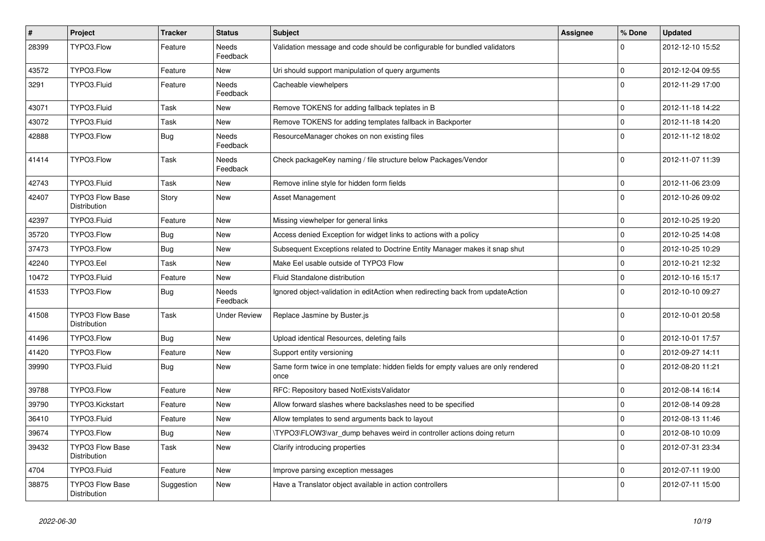| # | Project | Tracker | Status | Subject | Assignee | % Done | Updated |
|---|---|---|---|---|---|---|---|
| 28399 | TYPO3.Flow | Feature | Needs Feedback | Validation message and code should be configurable for bundled validators | | 0 | 2012-12-10 15:52 |
| 43572 | TYPO3.Flow | Feature | New | Uri should support manipulation of query arguments | | 0 | 2012-12-04 09:55 |
| 3291 | TYPO3.Fluid | Feature | Needs Feedback | Cacheable viewhelpers | | 0 | 2012-11-29 17:00 |
| 43071 | TYPO3.Fluid | Task | New | Remove TOKENS for adding fallback teplates in B | | 0 | 2012-11-18 14:22 |
| 43072 | TYPO3.Fluid | Task | New | Remove TOKENS for adding templates fallback in Backporter | | 0 | 2012-11-18 14:20 |
| 42888 | TYPO3.Flow | Bug | Needs Feedback | ResourceManager chokes on non existing files | | 0 | 2012-11-12 18:02 |
| 41414 | TYPO3.Flow | Task | Needs Feedback | Check packageKey naming / file structure below Packages/Vendor | | 0 | 2012-11-07 11:39 |
| 42743 | TYPO3.Fluid | Task | New | Remove inline style for hidden form fields | | 0 | 2012-11-06 23:09 |
| 42407 | TYPO3 Flow Base Distribution | Story | New | Asset Management | | 0 | 2012-10-26 09:02 |
| 42397 | TYPO3.Fluid | Feature | New | Missing viewhelper for general links | | 0 | 2012-10-25 19:20 |
| 35720 | TYPO3.Flow | Bug | New | Access denied Exception for widget links to actions with a policy | | 0 | 2012-10-25 14:08 |
| 37473 | TYPO3.Flow | Bug | New | Subsequent Exceptions related to Doctrine Entity Manager makes it snap shut | | 0 | 2012-10-25 10:29 |
| 42240 | TYPO3.Eel | Task | New | Make Eel usable outside of TYPO3 Flow | | 0 | 2012-10-21 12:32 |
| 10472 | TYPO3.Fluid | Feature | New | Fluid Standalone distribution | | 0 | 2012-10-16 15:17 |
| 41533 | TYPO3.Flow | Bug | Needs Feedback | Ignored object-validation in editAction when redirecting back from updateAction | | 0 | 2012-10-10 09:27 |
| 41508 | TYPO3 Flow Base Distribution | Task | Under Review | Replace Jasmine by Buster.js | | 0 | 2012-10-01 20:58 |
| 41496 | TYPO3.Flow | Bug | New | Upload identical Resources, deleting fails | | 0 | 2012-10-01 17:57 |
| 41420 | TYPO3.Flow | Feature | New | Support entity versioning | | 0 | 2012-09-27 14:11 |
| 39990 | TYPO3.Fluid | Bug | New | Same form twice in one template: hidden fields for empty values are only rendered once | | 0 | 2012-08-20 11:21 |
| 39788 | TYPO3.Flow | Feature | New | RFC: Repository based NotExistsValidator | | 0 | 2012-08-14 16:14 |
| 39790 | TYPO3.Kickstart | Feature | New | Allow forward slashes where backslashes need to be specified | | 0 | 2012-08-14 09:28 |
| 36410 | TYPO3.Fluid | Feature | New | Allow templates to send arguments back to layout | | 0 | 2012-08-13 11:46 |
| 39674 | TYPO3.Flow | Bug | New | \TYPO3\FLOW3\var_dump behaves weird in controller actions doing return | | 0 | 2012-08-10 10:09 |
| 39432 | TYPO3 Flow Base Distribution | Task | New | Clarify introducing properties | | 0 | 2012-07-31 23:34 |
| 4704 | TYPO3.Fluid | Feature | New | Improve parsing exception messages | | 0 | 2012-07-11 19:00 |
| 38875 | TYPO3 Flow Base Distribution | Suggestion | New | Have a Translator object available in action controllers | | 0 | 2012-07-11 15:00 |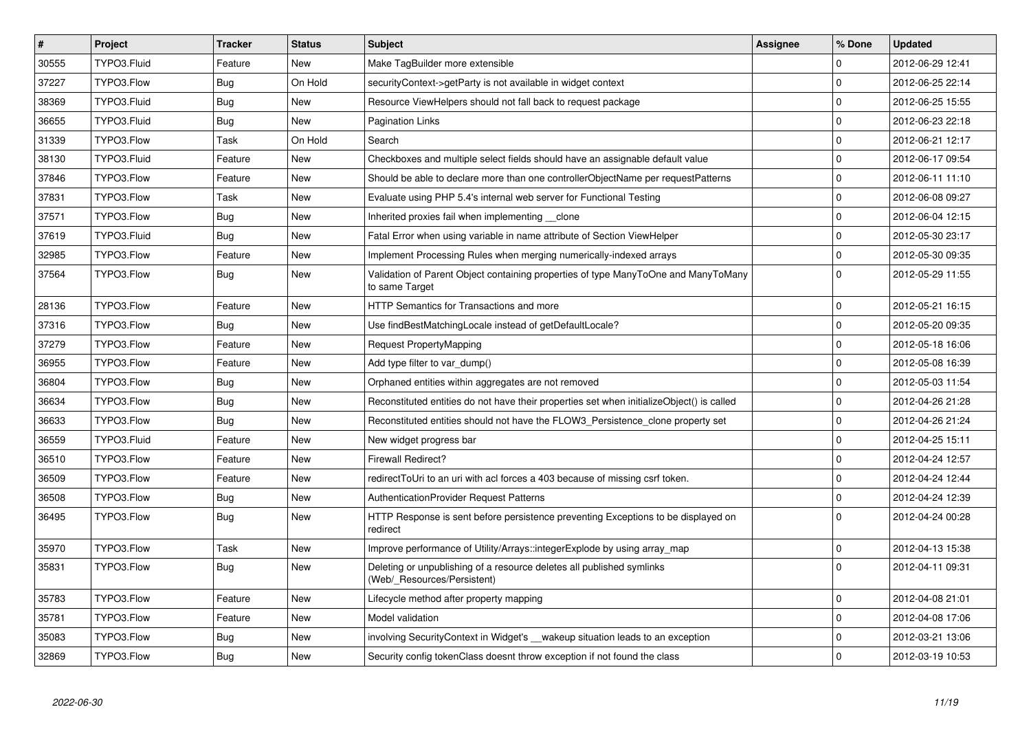| # | Project | Tracker | Status | Subject | Assignee | % Done | Updated |
|---|---|---|---|---|---|---|---|
| 30555 | TYPO3.Fluid | Feature | New | Make TagBuilder more extensible | | 0 | 2012-06-29 12:41 |
| 37227 | TYPO3.Flow | Bug | On Hold | securityContext->getParty is not available in widget context | | 0 | 2012-06-25 22:14 |
| 38369 | TYPO3.Fluid | Bug | New | Resource ViewHelpers should not fall back to request package | | 0 | 2012-06-25 15:55 |
| 36655 | TYPO3.Fluid | Bug | New | Pagination Links | | 0 | 2012-06-23 22:18 |
| 31339 | TYPO3.Flow | Task | On Hold | Search | | 0 | 2012-06-21 12:17 |
| 38130 | TYPO3.Fluid | Feature | New | Checkboxes and multiple select fields should have an assignable default value | | 0 | 2012-06-17 09:54 |
| 37846 | TYPO3.Flow | Feature | New | Should be able to declare more than one controllerObjectName per requestPatterns | | 0 | 2012-06-11 11:10 |
| 37831 | TYPO3.Flow | Task | New | Evaluate using PHP 5.4's internal web server for Functional Testing | | 0 | 2012-06-08 09:27 |
| 37571 | TYPO3.Flow | Bug | New | Inherited proxies fail when implementing __clone | | 0 | 2012-06-04 12:15 |
| 37619 | TYPO3.Fluid | Bug | New | Fatal Error when using variable in name attribute of Section ViewHelper | | 0 | 2012-05-30 23:17 |
| 32985 | TYPO3.Flow | Feature | New | Implement Processing Rules when merging numerically-indexed arrays | | 0 | 2012-05-30 09:35 |
| 37564 | TYPO3.Flow | Bug | New | Validation of Parent Object containing properties of type ManyToOne and ManyToMany to same Target | | 0 | 2012-05-29 11:55 |
| 28136 | TYPO3.Flow | Feature | New | HTTP Semantics for Transactions and more | | 0 | 2012-05-21 16:15 |
| 37316 | TYPO3.Flow | Bug | New | Use findBestMatchingLocale instead of getDefaultLocale? | | 0 | 2012-05-20 09:35 |
| 37279 | TYPO3.Flow | Feature | New | Request PropertyMapping | | 0 | 2012-05-18 16:06 |
| 36955 | TYPO3.Flow | Feature | New | Add type filter to var_dump() | | 0 | 2012-05-08 16:39 |
| 36804 | TYPO3.Flow | Bug | New | Orphaned entities within aggregates are not removed | | 0 | 2012-05-03 11:54 |
| 36634 | TYPO3.Flow | Bug | New | Reconstituted entities do not have their properties set when initializeObject() is called | | 0 | 2012-04-26 21:28 |
| 36633 | TYPO3.Flow | Bug | New | Reconstituted entities should not have the FLOW3_Persistence_clone property set | | 0 | 2012-04-26 21:24 |
| 36559 | TYPO3.Fluid | Feature | New | New widget progress bar | | 0 | 2012-04-25 15:11 |
| 36510 | TYPO3.Flow | Feature | New | Firewall Redirect? | | 0 | 2012-04-24 12:57 |
| 36509 | TYPO3.Flow | Feature | New | redirectToUri to an uri with acl forces a 403 because of missing csrf token. | | 0 | 2012-04-24 12:44 |
| 36508 | TYPO3.Flow | Bug | New | AuthenticationProvider Request Patterns | | 0 | 2012-04-24 12:39 |
| 36495 | TYPO3.Flow | Bug | New | HTTP Response is sent before persistence preventing Exceptions to be displayed on redirect | | 0 | 2012-04-24 00:28 |
| 35970 | TYPO3.Flow | Task | New | Improve performance of Utility/Arrays::integerExplode by using array_map | | 0 | 2012-04-13 15:38 |
| 35831 | TYPO3.Flow | Bug | New | Deleting or unpublishing of a resource deletes all published symlinks (Web/_Resources/Persistent) | | 0 | 2012-04-11 09:31 |
| 35783 | TYPO3.Flow | Feature | New | Lifecycle method after property mapping | | 0 | 2012-04-08 21:01 |
| 35781 | TYPO3.Flow | Feature | New | Model validation | | 0 | 2012-04-08 17:06 |
| 35083 | TYPO3.Flow | Bug | New | involving SecurityContext in Widget's __wakeup situation leads to an exception | | 0 | 2012-03-21 13:06 |
| 32869 | TYPO3.Flow | Bug | New | Security config tokenClass doesnt throw exception if not found the class | | 0 | 2012-03-19 10:53 |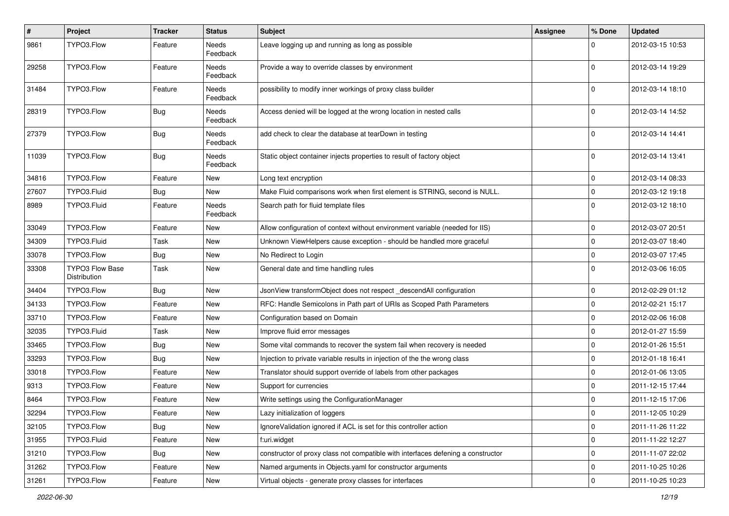| # | Project | Tracker | Status | Subject | Assignee | % Done | Updated |
|---|---|---|---|---|---|---|---|
| 9861 | TYPO3.Flow | Feature | Needs Feedback | Leave logging up and running as long as possible | | 0 | 2012-03-15 10:53 |
| 29258 | TYPO3.Flow | Feature | Needs Feedback | Provide a way to override classes by environment | | 0 | 2012-03-14 19:29 |
| 31484 | TYPO3.Flow | Feature | Needs Feedback | possibility to modify inner workings of proxy class builder | | 0 | 2012-03-14 18:10 |
| 28319 | TYPO3.Flow | Bug | Needs Feedback | Access denied will be logged at the wrong location in nested calls | | 0 | 2012-03-14 14:52 |
| 27379 | TYPO3.Flow | Bug | Needs Feedback | add check to clear the database at tearDown in testing | | 0 | 2012-03-14 14:41 |
| 11039 | TYPO3.Flow | Bug | Needs Feedback | Static object container injects properties to result of factory object | | 0 | 2012-03-14 13:41 |
| 34816 | TYPO3.Flow | Feature | New | Long text encryption | | 0 | 2012-03-14 08:33 |
| 27607 | TYPO3.Fluid | Bug | New | Make Fluid comparisons work when first element is STRING, second is NULL. | | 0 | 2012-03-12 19:18 |
| 8989 | TYPO3.Fluid | Feature | Needs Feedback | Search path for fluid template files | | 0 | 2012-03-12 18:10 |
| 33049 | TYPO3.Flow | Feature | New | Allow configuration of context without environment variable (needed for IIS) | | 0 | 2012-03-07 20:51 |
| 34309 | TYPO3.Fluid | Task | New | Unknown ViewHelpers cause exception - should be handled more graceful | | 0 | 2012-03-07 18:40 |
| 33078 | TYPO3.Flow | Bug | New | No Redirect to Login | | 0 | 2012-03-07 17:45 |
| 33308 | TYPO3 Flow Base Distribution | Task | New | General date and time handling rules | | 0 | 2012-03-06 16:05 |
| 34404 | TYPO3.Flow | Bug | New | JsonView transformObject does not respect _descendAll configuration | | 0 | 2012-02-29 01:12 |
| 34133 | TYPO3.Flow | Feature | New | RFC: Handle Semicolons in Path part of URIs as Scoped Path Parameters | | 0 | 2012-02-21 15:17 |
| 33710 | TYPO3.Flow | Feature | New | Configuration based on Domain | | 0 | 2012-02-06 16:08 |
| 32035 | TYPO3.Fluid | Task | New | Improve fluid error messages | | 0 | 2012-01-27 15:59 |
| 33465 | TYPO3.Flow | Bug | New | Some vital commands to recover the system fail when recovery is needed | | 0 | 2012-01-26 15:51 |
| 33293 | TYPO3.Flow | Bug | New | Injection to private variable results in injection of the the wrong class | | 0 | 2012-01-18 16:41 |
| 33018 | TYPO3.Flow | Feature | New | Translator should support override of labels from other packages | | 0 | 2012-01-06 13:05 |
| 9313 | TYPO3.Flow | Feature | New | Support for currencies | | 0 | 2011-12-15 17:44 |
| 8464 | TYPO3.Flow | Feature | New | Write settings using the ConfigurationManager | | 0 | 2011-12-15 17:06 |
| 32294 | TYPO3.Flow | Feature | New | Lazy initialization of loggers | | 0 | 2011-12-05 10:29 |
| 32105 | TYPO3.Flow | Bug | New | IgnoreValidation ignored if ACL is set for this controller action | | 0 | 2011-11-26 11:22 |
| 31955 | TYPO3.Fluid | Feature | New | f:uri.widget | | 0 | 2011-11-22 12:27 |
| 31210 | TYPO3.Flow | Bug | New | constructor of proxy class not compatible with interfaces defening a constructor | | 0 | 2011-11-07 22:02 |
| 31262 | TYPO3.Flow | Feature | New | Named arguments in Objects.yaml for constructor arguments | | 0 | 2011-10-25 10:26 |
| 31261 | TYPO3.Flow | Feature | New | Virtual objects - generate proxy classes for interfaces | | 0 | 2011-10-25 10:23 |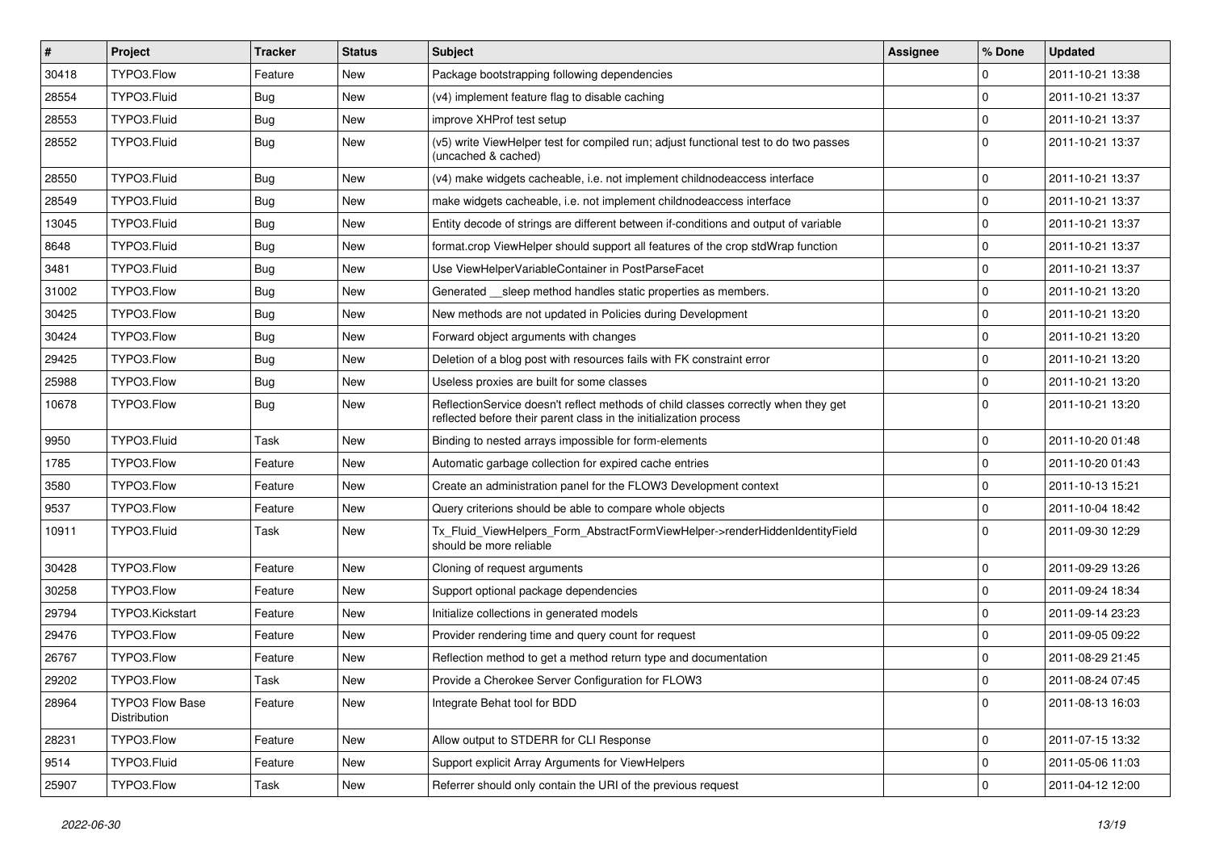| # | Project | Tracker | Status | Subject | Assignee | % Done | Updated |
|---|---|---|---|---|---|---|---|
| 30418 | TYPO3.Flow | Feature | New | Package bootstrapping following dependencies | | 0 | 2011-10-21 13:38 |
| 28554 | TYPO3.Fluid | Bug | New | (v4) implement feature flag to disable caching | | 0 | 2011-10-21 13:37 |
| 28553 | TYPO3.Fluid | Bug | New | improve XHProf test setup | | 0 | 2011-10-21 13:37 |
| 28552 | TYPO3.Fluid | Bug | New | (v5) write ViewHelper test for compiled run; adjust functional test to do two passes (uncached & cached) | | 0 | 2011-10-21 13:37 |
| 28550 | TYPO3.Fluid | Bug | New | (v4) make widgets cacheable, i.e. not implement childnodeaccess interface | | 0 | 2011-10-21 13:37 |
| 28549 | TYPO3.Fluid | Bug | New | make widgets cacheable, i.e. not implement childnodeaccess interface | | 0 | 2011-10-21 13:37 |
| 13045 | TYPO3.Fluid | Bug | New | Entity decode of strings are different between if-conditions and output of variable | | 0 | 2011-10-21 13:37 |
| 8648 | TYPO3.Fluid | Bug | New | format.crop ViewHelper should support all features of the crop stdWrap function | | 0 | 2011-10-21 13:37 |
| 3481 | TYPO3.Fluid | Bug | New | Use ViewHelperVariableContainer in PostParseFacet | | 0 | 2011-10-21 13:37 |
| 31002 | TYPO3.Flow | Bug | New | Generated __sleep method handles static properties as members. | | 0 | 2011-10-21 13:20 |
| 30425 | TYPO3.Flow | Bug | New | New methods are not updated in Policies during Development | | 0 | 2011-10-21 13:20 |
| 30424 | TYPO3.Flow | Bug | New | Forward object arguments with changes | | 0 | 2011-10-21 13:20 |
| 29425 | TYPO3.Flow | Bug | New | Deletion of a blog post with resources fails with FK constraint error | | 0 | 2011-10-21 13:20 |
| 25988 | TYPO3.Flow | Bug | New | Useless proxies are built for some classes | | 0 | 2011-10-21 13:20 |
| 10678 | TYPO3.Flow | Bug | New | ReflectionService doesn't reflect methods of child classes correctly when they get reflected before their parent class in the initialization process | | 0 | 2011-10-21 13:20 |
| 9950 | TYPO3.Fluid | Task | New | Binding to nested arrays impossible for form-elements | | 0 | 2011-10-20 01:48 |
| 1785 | TYPO3.Flow | Feature | New | Automatic garbage collection for expired cache entries | | 0 | 2011-10-20 01:43 |
| 3580 | TYPO3.Flow | Feature | New | Create an administration panel for the FLOW3 Development context | | 0 | 2011-10-13 15:21 |
| 9537 | TYPO3.Flow | Feature | New | Query criterions should be able to compare whole objects | | 0 | 2011-10-04 18:42 |
| 10911 | TYPO3.Fluid | Task | New | Tx_Fluid_ViewHelpers_Form_AbstractFormViewHelper->renderHiddenIdentityField should be more reliable | | 0 | 2011-09-30 12:29 |
| 30428 | TYPO3.Flow | Feature | New | Cloning of request arguments | | 0 | 2011-09-29 13:26 |
| 30258 | TYPO3.Flow | Feature | New | Support optional package dependencies | | 0 | 2011-09-24 18:34 |
| 29794 | TYPO3.Kickstart | Feature | New | Initialize collections in generated models | | 0 | 2011-09-14 23:23 |
| 29476 | TYPO3.Flow | Feature | New | Provider rendering time and query count for request | | 0 | 2011-09-05 09:22 |
| 26767 | TYPO3.Flow | Feature | New | Reflection method to get a method return type and documentation | | 0 | 2011-08-29 21:45 |
| 29202 | TYPO3.Flow | Task | New | Provide a Cherokee Server Configuration for FLOW3 | | 0 | 2011-08-24 07:45 |
| 28964 | TYPO3 Flow Base Distribution | Feature | New | Integrate Behat tool for BDD | | 0 | 2011-08-13 16:03 |
| 28231 | TYPO3.Flow | Feature | New | Allow output to STDERR for CLI Response | | 0 | 2011-07-15 13:32 |
| 9514 | TYPO3.Fluid | Feature | New | Support explicit Array Arguments for ViewHelpers | | 0 | 2011-05-06 11:03 |
| 25907 | TYPO3.Flow | Task | New | Referrer should only contain the URI of the previous request | | 0 | 2011-04-12 12:00 |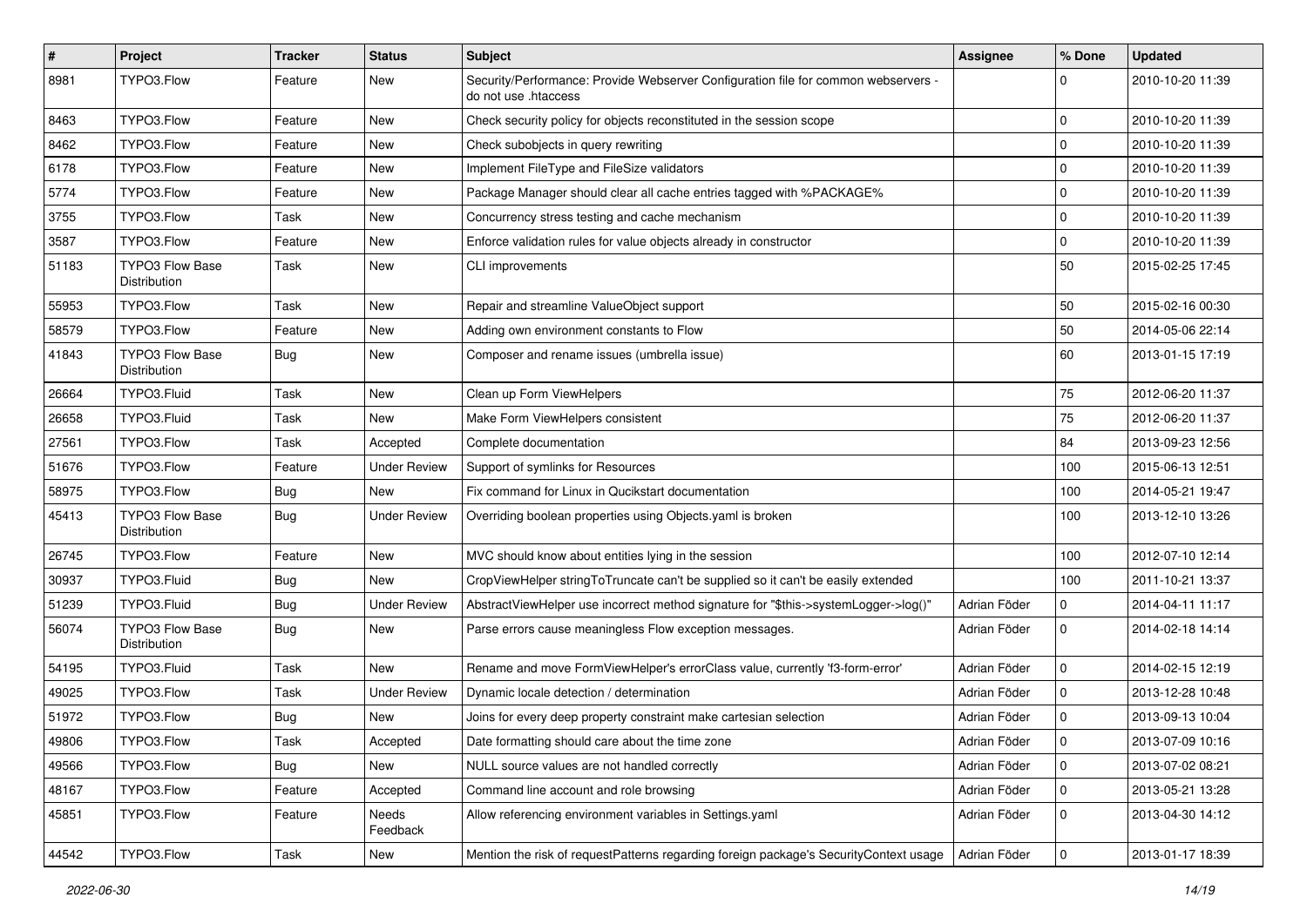| # | Project | Tracker | Status | Subject | Assignee | % Done | Updated |
|---|---|---|---|---|---|---|---|
| 8981 | TYPO3.Flow | Feature | New | Security/Performance: Provide Webserver Configuration file for common webservers - do not use .htaccess | | 0 | 2010-10-20 11:39 |
| 8463 | TYPO3.Flow | Feature | New | Check security policy for objects reconstituted in the session scope | | 0 | 2010-10-20 11:39 |
| 8462 | TYPO3.Flow | Feature | New | Check subobjects in query rewriting | | 0 | 2010-10-20 11:39 |
| 6178 | TYPO3.Flow | Feature | New | Implement FileType and FileSize validators | | 0 | 2010-10-20 11:39 |
| 5774 | TYPO3.Flow | Feature | New | Package Manager should clear all cache entries tagged with %PACKAGE% | | 0 | 2010-10-20 11:39 |
| 3755 | TYPO3.Flow | Task | New | Concurrency stress testing and cache mechanism | | 0 | 2010-10-20 11:39 |
| 3587 | TYPO3.Flow | Feature | New | Enforce validation rules for value objects already in constructor | | 0 | 2010-10-20 11:39 |
| 51183 | TYPO3 Flow Base Distribution | Task | New | CLI improvements | | 50 | 2015-02-25 17:45 |
| 55953 | TYPO3.Flow | Task | New | Repair and streamline ValueObject support | | 50 | 2015-02-16 00:30 |
| 58579 | TYPO3.Flow | Feature | New | Adding own environment constants to Flow | | 50 | 2014-05-06 22:14 |
| 41843 | TYPO3 Flow Base Distribution | Bug | New | Composer and rename issues (umbrella issue) | | 60 | 2013-01-15 17:19 |
| 26664 | TYPO3.Fluid | Task | New | Clean up Form ViewHelpers | | 75 | 2012-06-20 11:37 |
| 26658 | TYPO3.Fluid | Task | New | Make Form ViewHelpers consistent | | 75 | 2012-06-20 11:37 |
| 27561 | TYPO3.Flow | Task | Accepted | Complete documentation | | 84 | 2013-09-23 12:56 |
| 51676 | TYPO3.Flow | Feature | Under Review | Support of symlinks for Resources | | 100 | 2015-06-13 12:51 |
| 58975 | TYPO3.Flow | Bug | New | Fix command for Linux in Qucikstart documentation | | 100 | 2014-05-21 19:47 |
| 45413 | TYPO3 Flow Base Distribution | Bug | Under Review | Overriding boolean properties using Objects.yaml is broken | | 100 | 2013-12-10 13:26 |
| 26745 | TYPO3.Flow | Feature | New | MVC should know about entities lying in the session | | 100 | 2012-07-10 12:14 |
| 30937 | TYPO3.Fluid | Bug | New | CropViewHelper stringToTruncate can't be supplied so it can't be easily extended | | 100 | 2011-10-21 13:37 |
| 51239 | TYPO3.Fluid | Bug | Under Review | AbstractViewHelper use incorrect method signature for "$this->systemLogger->log()" | Adrian Föder | 0 | 2014-04-11 11:17 |
| 56074 | TYPO3 Flow Base Distribution | Bug | New | Parse errors cause meaningless Flow exception messages. | Adrian Föder | 0 | 2014-02-18 14:14 |
| 54195 | TYPO3.Fluid | Task | New | Rename and move FormViewHelper's errorClass value, currently 'f3-form-error' | Adrian Föder | 0 | 2014-02-15 12:19 |
| 49025 | TYPO3.Flow | Task | Under Review | Dynamic locale detection / determination | Adrian Föder | 0 | 2013-12-28 10:48 |
| 51972 | TYPO3.Flow | Bug | New | Joins for every deep property constraint make cartesian selection | Adrian Föder | 0 | 2013-09-13 10:04 |
| 49806 | TYPO3.Flow | Task | Accepted | Date formatting should care about the time zone | Adrian Föder | 0 | 2013-07-09 10:16 |
| 49566 | TYPO3.Flow | Bug | New | NULL source values are not handled correctly | Adrian Föder | 0 | 2013-07-02 08:21 |
| 48167 | TYPO3.Flow | Feature | Accepted | Command line account and role browsing | Adrian Föder | 0 | 2013-05-21 13:28 |
| 45851 | TYPO3.Flow | Feature | Needs Feedback | Allow referencing environment variables in Settings.yaml | Adrian Föder | 0 | 2013-04-30 14:12 |
| 44542 | TYPO3.Flow | Task | New | Mention the risk of requestPatterns regarding foreign package's SecurityContext usage | Adrian Föder | 0 | 2013-01-17 18:39 |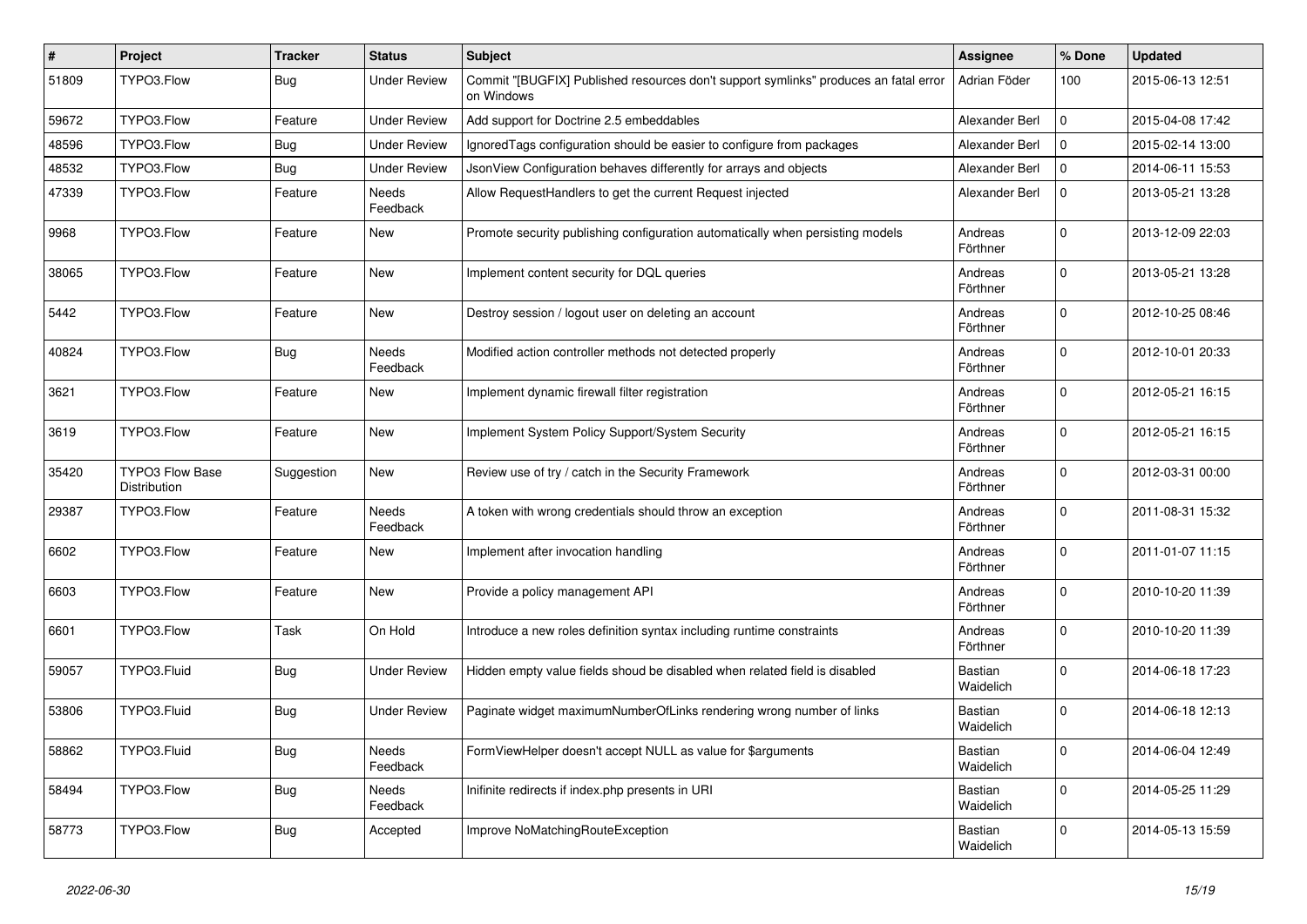| # | Project | Tracker | Status | Subject | Assignee | % Done | Updated |
|---|---|---|---|---|---|---|---|
| 51809 | TYPO3.Flow | Bug | Under Review | Commit "[BUGFIX] Published resources don't support symlinks" produces an fatal error on Windows | Adrian Föder | 100 | 2015-06-13 12:51 |
| 59672 | TYPO3.Flow | Feature | Under Review | Add support for Doctrine 2.5 embeddables | Alexander Berl | 0 | 2015-04-08 17:42 |
| 48596 | TYPO3.Flow | Bug | Under Review | IgnoredTags configuration should be easier to configure from packages | Alexander Berl | 0 | 2015-02-14 13:00 |
| 48532 | TYPO3.Flow | Bug | Under Review | JsonView Configuration behaves differently for arrays and objects | Alexander Berl | 0 | 2014-06-11 15:53 |
| 47339 | TYPO3.Flow | Feature | Needs Feedback | Allow RequestHandlers to get the current Request injected | Alexander Berl | 0 | 2013-05-21 13:28 |
| 9968 | TYPO3.Flow | Feature | New | Promote security publishing configuration automatically when persisting models | Andreas Förthner | 0 | 2013-12-09 22:03 |
| 38065 | TYPO3.Flow | Feature | New | Implement content security for DQL queries | Andreas Förthner | 0 | 2013-05-21 13:28 |
| 5442 | TYPO3.Flow | Feature | New | Destroy session / logout user on deleting an account | Andreas Förthner | 0 | 2012-10-25 08:46 |
| 40824 | TYPO3.Flow | Bug | Needs Feedback | Modified action controller methods not detected properly | Andreas Förthner | 0 | 2012-10-01 20:33 |
| 3621 | TYPO3.Flow | Feature | New | Implement dynamic firewall filter registration | Andreas Förthner | 0 | 2012-05-21 16:15 |
| 3619 | TYPO3.Flow | Feature | New | Implement System Policy Support/System Security | Andreas Förthner | 0 | 2012-05-21 16:15 |
| 35420 | TYPO3 Flow Base Distribution | Suggestion | New | Review use of try / catch in the Security Framework | Andreas Förthner | 0 | 2012-03-31 00:00 |
| 29387 | TYPO3.Flow | Feature | Needs Feedback | A token with wrong credentials should throw an exception | Andreas Förthner | 0 | 2011-08-31 15:32 |
| 6602 | TYPO3.Flow | Feature | New | Implement after invocation handling | Andreas Förthner | 0 | 2011-01-07 11:15 |
| 6603 | TYPO3.Flow | Feature | New | Provide a policy management API | Andreas Förthner | 0 | 2010-10-20 11:39 |
| 6601 | TYPO3.Flow | Task | On Hold | Introduce a new roles definition syntax including runtime constraints | Andreas Förthner | 0 | 2010-10-20 11:39 |
| 59057 | TYPO3.Fluid | Bug | Under Review | Hidden empty value fields shoud be disabled when related field is disabled | Bastian Waidelich | 0 | 2014-06-18 17:23 |
| 53806 | TYPO3.Fluid | Bug | Under Review | Paginate widget maximumNumberOfLinks rendering wrong number of links | Bastian Waidelich | 0 | 2014-06-18 12:13 |
| 58862 | TYPO3.Fluid | Bug | Needs Feedback | FormViewHelper doesn't accept NULL as value for $arguments | Bastian Waidelich | 0 | 2014-06-04 12:49 |
| 58494 | TYPO3.Flow | Bug | Needs Feedback | Inifinite redirects if index.php presents in URI | Bastian Waidelich | 0 | 2014-05-25 11:29 |
| 58773 | TYPO3.Flow | Bug | Accepted | Improve NoMatchingRouteException | Bastian Waidelich | 0 | 2014-05-13 15:59 |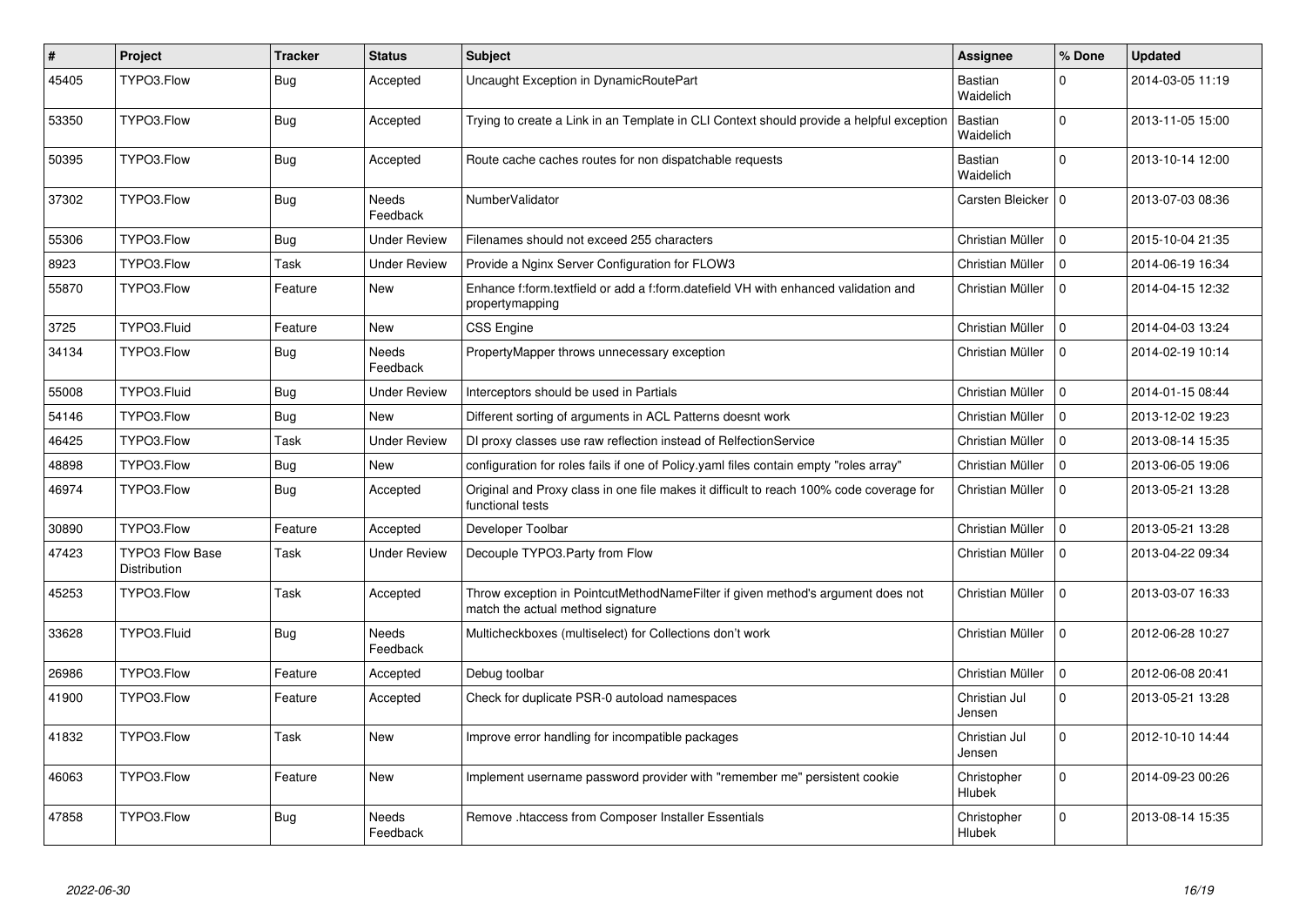| # | Project | Tracker | Status | Subject | Assignee | % Done | Updated |
|---|---|---|---|---|---|---|---|
| 45405 | TYPO3.Flow | Bug | Accepted | Uncaught Exception in DynamicRoutePart | Bastian Waidelich | 0 | 2014-03-05 11:19 |
| 53350 | TYPO3.Flow | Bug | Accepted | Trying to create a Link in an Template in CLI Context should provide a helpful exception | Bastian Waidelich | 0 | 2013-11-05 15:00 |
| 50395 | TYPO3.Flow | Bug | Accepted | Route cache caches routes for non dispatchable requests | Bastian Waidelich | 0 | 2013-10-14 12:00 |
| 37302 | TYPO3.Flow | Bug | Needs Feedback | NumberValidator | Carsten Bleicker | 0 | 2013-07-03 08:36 |
| 55306 | TYPO3.Flow | Bug | Under Review | Filenames should not exceed 255 characters | Christian Müller | 0 | 2015-10-04 21:35 |
| 8923 | TYPO3.Flow | Task | Under Review | Provide a Nginx Server Configuration for FLOW3 | Christian Müller | 0 | 2014-06-19 16:34 |
| 55870 | TYPO3.Flow | Feature | New | Enhance f:form.textfield or add a f:form.datefield VH with enhanced validation and propertymapping | Christian Müller | 0 | 2014-04-15 12:32 |
| 3725 | TYPO3.Fluid | Feature | New | CSS Engine | Christian Müller | 0 | 2014-04-03 13:24 |
| 34134 | TYPO3.Flow | Bug | Needs Feedback | PropertyMapper throws unnecessary exception | Christian Müller | 0 | 2014-02-19 10:14 |
| 55008 | TYPO3.Fluid | Bug | Under Review | Interceptors should be used in Partials | Christian Müller | 0 | 2014-01-15 08:44 |
| 54146 | TYPO3.Flow | Bug | New | Different sorting of arguments in ACL Patterns doesnt work | Christian Müller | 0 | 2013-12-02 19:23 |
| 46425 | TYPO3.Flow | Task | Under Review | DI proxy classes use raw reflection instead of RelfectionService | Christian Müller | 0 | 2013-08-14 15:35 |
| 48898 | TYPO3.Flow | Bug | New | configuration for roles fails if one of Policy.yaml files contain empty "roles array" | Christian Müller | 0 | 2013-06-05 19:06 |
| 46974 | TYPO3.Flow | Bug | Accepted | Original and Proxy class in one file makes it difficult to reach 100% code coverage for functional tests | Christian Müller | 0 | 2013-05-21 13:28 |
| 30890 | TYPO3.Flow | Feature | Accepted | Developer Toolbar | Christian Müller | 0 | 2013-05-21 13:28 |
| 47423 | TYPO3 Flow Base Distribution | Task | Under Review | Decouple TYPO3.Party from Flow | Christian Müller | 0 | 2013-04-22 09:34 |
| 45253 | TYPO3.Flow | Task | Accepted | Throw exception in PointcutMethodNameFilter if given method's argument does not match the actual method signature | Christian Müller | 0 | 2013-03-07 16:33 |
| 33628 | TYPO3.Fluid | Bug | Needs Feedback | Multicheckboxes (multiselect) for Collections don't work | Christian Müller | 0 | 2012-06-28 10:27 |
| 26986 | TYPO3.Flow | Feature | Accepted | Debug toolbar | Christian Müller | 0 | 2012-06-08 20:41 |
| 41900 | TYPO3.Flow | Feature | Accepted | Check for duplicate PSR-0 autoload namespaces | Christian Jul Jensen | 0 | 2013-05-21 13:28 |
| 41832 | TYPO3.Flow | Task | New | Improve error handling for incompatible packages | Christian Jul Jensen | 0 | 2012-10-10 14:44 |
| 46063 | TYPO3.Flow | Feature | New | Implement username password provider with "remember me" persistent cookie | Christopher Hlubek | 0 | 2014-09-23 00:26 |
| 47858 | TYPO3.Flow | Bug | Needs Feedback | Remove .htaccess from Composer Installer Essentials | Christopher Hlubek | 0 | 2013-08-14 15:35 |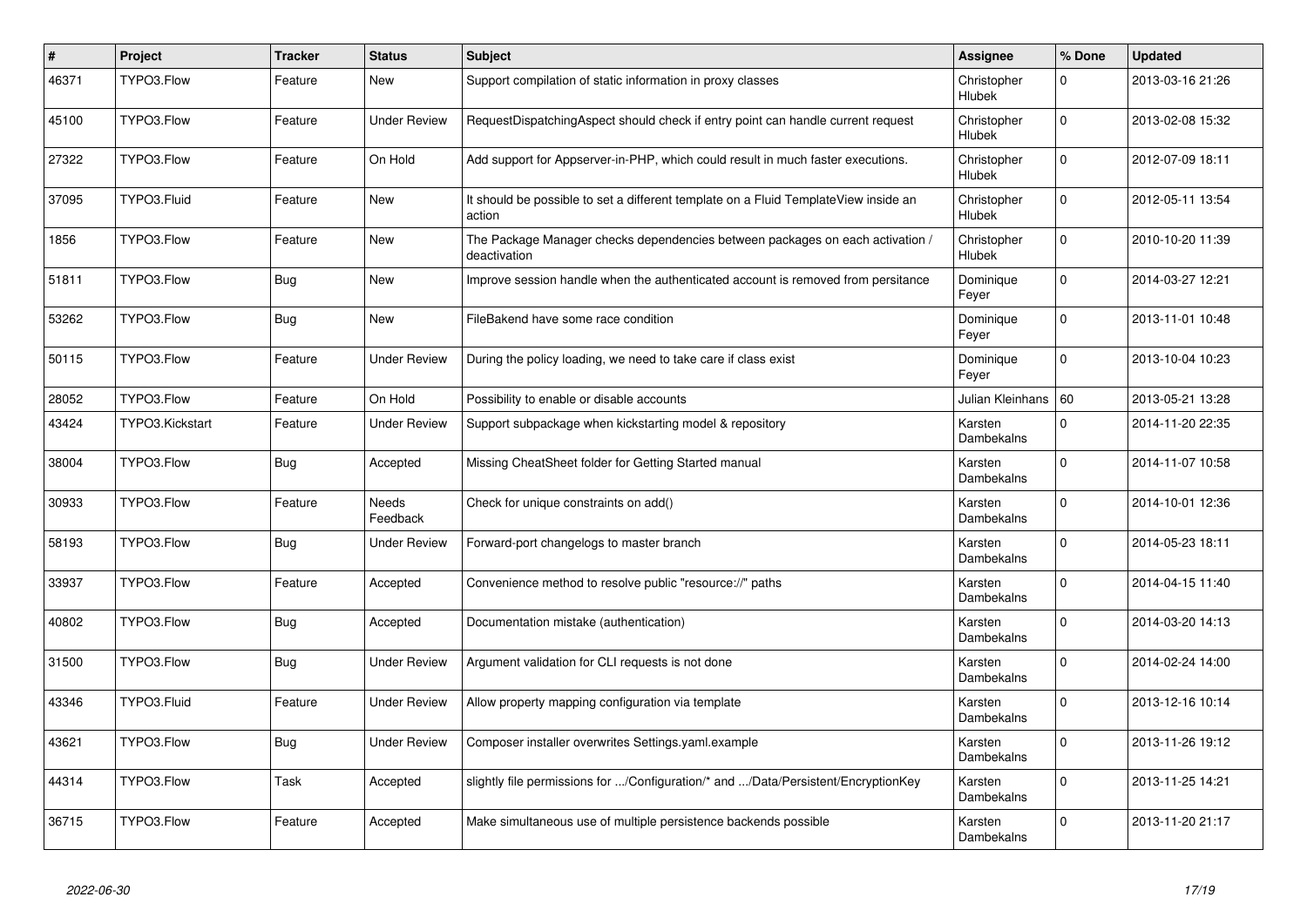| # | Project | Tracker | Status | Subject | Assignee | % Done | Updated |
|---|---|---|---|---|---|---|---|
| 46371 | TYPO3.Flow | Feature | New | Support compilation of static information in proxy classes | Christopher Hlubek | 0 | 2013-03-16 21:26 |
| 45100 | TYPO3.Flow | Feature | Under Review | RequestDispatchingAspect should check if entry point can handle current request | Christopher Hlubek | 0 | 2013-02-08 15:32 |
| 27322 | TYPO3.Flow | Feature | On Hold | Add support for Appserver-in-PHP, which could result in much faster executions. | Christopher Hlubek | 0 | 2012-07-09 18:11 |
| 37095 | TYPO3.Fluid | Feature | New | It should be possible to set a different template on a Fluid TemplateView inside an action | Christopher Hlubek | 0 | 2012-05-11 13:54 |
| 1856 | TYPO3.Flow | Feature | New | The Package Manager checks dependencies between packages on each activation / deactivation | Christopher Hlubek | 0 | 2010-10-20 11:39 |
| 51811 | TYPO3.Flow | Bug | New | Improve session handle when the authenticated account is removed from persitance | Dominique Feyer | 0 | 2014-03-27 12:21 |
| 53262 | TYPO3.Flow | Bug | New | FileBakend have some race condition | Dominique Feyer | 0 | 2013-11-01 10:48 |
| 50115 | TYPO3.Flow | Feature | Under Review | During the policy loading, we need to take care if class exist | Dominique Feyer | 0 | 2013-10-04 10:23 |
| 28052 | TYPO3.Flow | Feature | On Hold | Possibility to enable or disable accounts | Julian Kleinhans | 60 | 2013-05-21 13:28 |
| 43424 | TYPO3.Kickstart | Feature | Under Review | Support subpackage when kickstarting model & repository | Karsten Dambekalns | 0 | 2014-11-20 22:35 |
| 38004 | TYPO3.Flow | Bug | Accepted | Missing CheatSheet folder for Getting Started manual | Karsten Dambekalns | 0 | 2014-11-07 10:58 |
| 30933 | TYPO3.Flow | Feature | Needs Feedback | Check for unique constraints on add() | Karsten Dambekalns | 0 | 2014-10-01 12:36 |
| 58193 | TYPO3.Flow | Bug | Under Review | Forward-port changelogs to master branch | Karsten Dambekalns | 0 | 2014-05-23 18:11 |
| 33937 | TYPO3.Flow | Feature | Accepted | Convenience method to resolve public "resource://" paths | Karsten Dambekalns | 0 | 2014-04-15 11:40 |
| 40802 | TYPO3.Flow | Bug | Accepted | Documentation mistake (authentication) | Karsten Dambekalns | 0 | 2014-03-20 14:13 |
| 31500 | TYPO3.Flow | Bug | Under Review | Argument validation for CLI requests is not done | Karsten Dambekalns | 0 | 2014-02-24 14:00 |
| 43346 | TYPO3.Fluid | Feature | Under Review | Allow property mapping configuration via template | Karsten Dambekalns | 0 | 2013-12-16 10:14 |
| 43621 | TYPO3.Flow | Bug | Under Review | Composer installer overwrites Settings.yaml.example | Karsten Dambekalns | 0 | 2013-11-26 19:12 |
| 44314 | TYPO3.Flow | Task | Accepted | slightly file permissions for .../Configuration/* and .../Data/Persistent/EncryptionKey | Karsten Dambekalns | 0 | 2013-11-25 14:21 |
| 36715 | TYPO3.Flow | Feature | Accepted | Make simultaneous use of multiple persistence backends possible | Karsten Dambekalns | 0 | 2013-11-20 21:17 |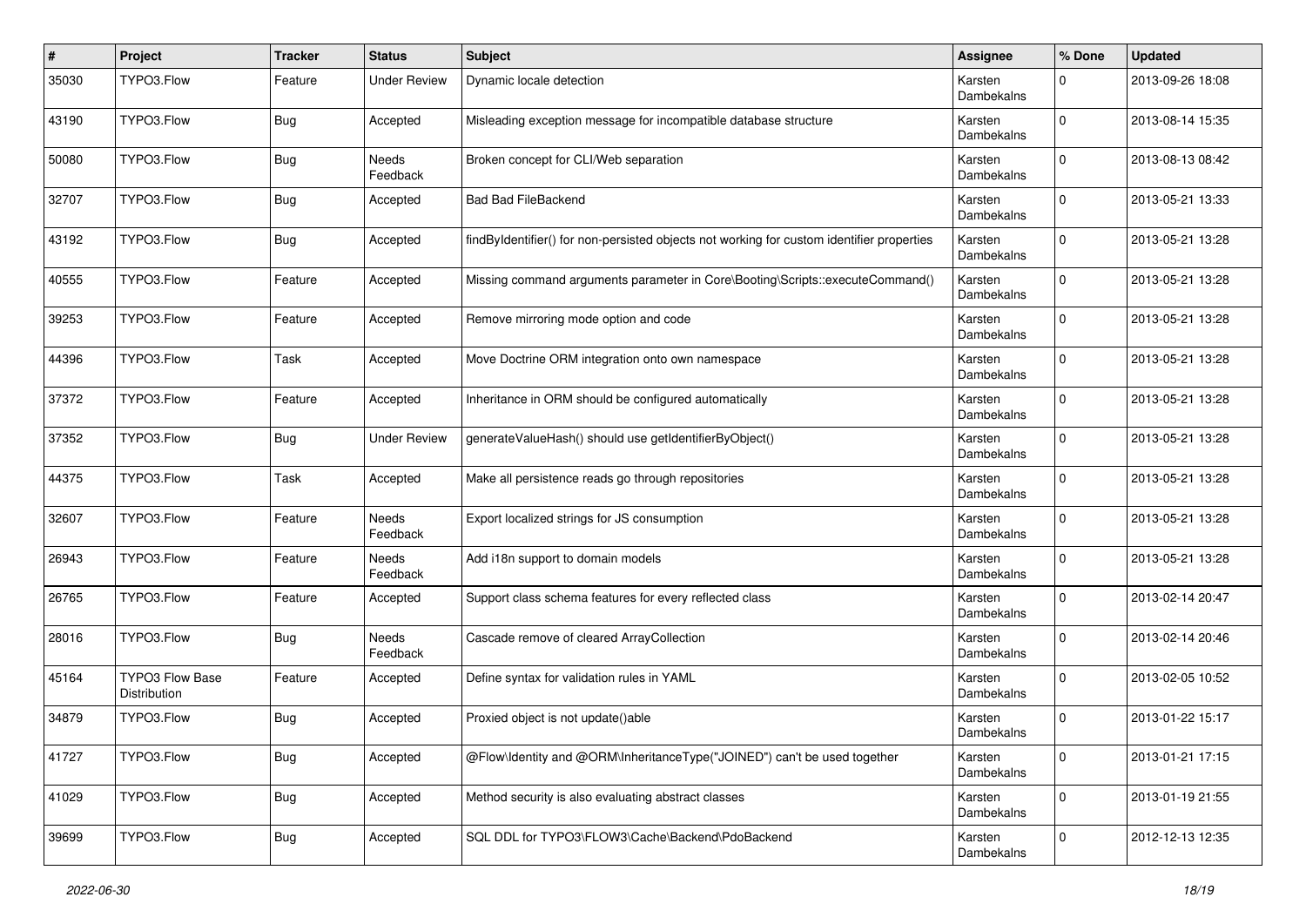| # | Project | Tracker | Status | Subject | Assignee | % Done | Updated |
|---|---|---|---|---|---|---|---|
| 35030 | TYPO3.Flow | Feature | Under Review | Dynamic locale detection | Karsten Dambekalns | 0 | 2013-09-26 18:08 |
| 43190 | TYPO3.Flow | Bug | Accepted | Misleading exception message for incompatible database structure | Karsten Dambekalns | 0 | 2013-08-14 15:35 |
| 50080 | TYPO3.Flow | Bug | Needs Feedback | Broken concept for CLI/Web separation | Karsten Dambekalns | 0 | 2013-08-13 08:42 |
| 32707 | TYPO3.Flow | Bug | Accepted | Bad Bad FileBackend | Karsten Dambekalns | 0 | 2013-05-21 13:33 |
| 43192 | TYPO3.Flow | Bug | Accepted | findByIdentifier() for non-persisted objects not working for custom identifier properties | Karsten Dambekalns | 0 | 2013-05-21 13:28 |
| 40555 | TYPO3.Flow | Feature | Accepted | Missing command arguments parameter in Core\Booting\Scripts::executeCommand() | Karsten Dambekalns | 0 | 2013-05-21 13:28 |
| 39253 | TYPO3.Flow | Feature | Accepted | Remove mirroring mode option and code | Karsten Dambekalns | 0 | 2013-05-21 13:28 |
| 44396 | TYPO3.Flow | Task | Accepted | Move Doctrine ORM integration onto own namespace | Karsten Dambekalns | 0 | 2013-05-21 13:28 |
| 37372 | TYPO3.Flow | Feature | Accepted | Inheritance in ORM should be configured automatically | Karsten Dambekalns | 0 | 2013-05-21 13:28 |
| 37352 | TYPO3.Flow | Bug | Under Review | generateValueHash() should use getIdentifierByObject() | Karsten Dambekalns | 0 | 2013-05-21 13:28 |
| 44375 | TYPO3.Flow | Task | Accepted | Make all persistence reads go through repositories | Karsten Dambekalns | 0 | 2013-05-21 13:28 |
| 32607 | TYPO3.Flow | Feature | Needs Feedback | Export localized strings for JS consumption | Karsten Dambekalns | 0 | 2013-05-21 13:28 |
| 26943 | TYPO3.Flow | Feature | Needs Feedback | Add i18n support to domain models | Karsten Dambekalns | 0 | 2013-05-21 13:28 |
| 26765 | TYPO3.Flow | Feature | Accepted | Support class schema features for every reflected class | Karsten Dambekalns | 0 | 2013-02-14 20:47 |
| 28016 | TYPO3.Flow | Bug | Needs Feedback | Cascade remove of cleared ArrayCollection | Karsten Dambekalns | 0 | 2013-02-14 20:46 |
| 45164 | TYPO3 Flow Base Distribution | Feature | Accepted | Define syntax for validation rules in YAML | Karsten Dambekalns | 0 | 2013-02-05 10:52 |
| 34879 | TYPO3.Flow | Bug | Accepted | Proxied object is not update()able | Karsten Dambekalns | 0 | 2013-01-22 15:17 |
| 41727 | TYPO3.Flow | Bug | Accepted | @Flow\Identity and @ORM\InheritanceType("JOINED") can't be used together | Karsten Dambekalns | 0 | 2013-01-21 17:15 |
| 41029 | TYPO3.Flow | Bug | Accepted | Method security is also evaluating abstract classes | Karsten Dambekalns | 0 | 2013-01-19 21:55 |
| 39699 | TYPO3.Flow | Bug | Accepted | SQL DDL for TYPO3\FLOW3\Cache\Backend\PdoBackend | Karsten Dambekalns | 0 | 2012-12-13 12:35 |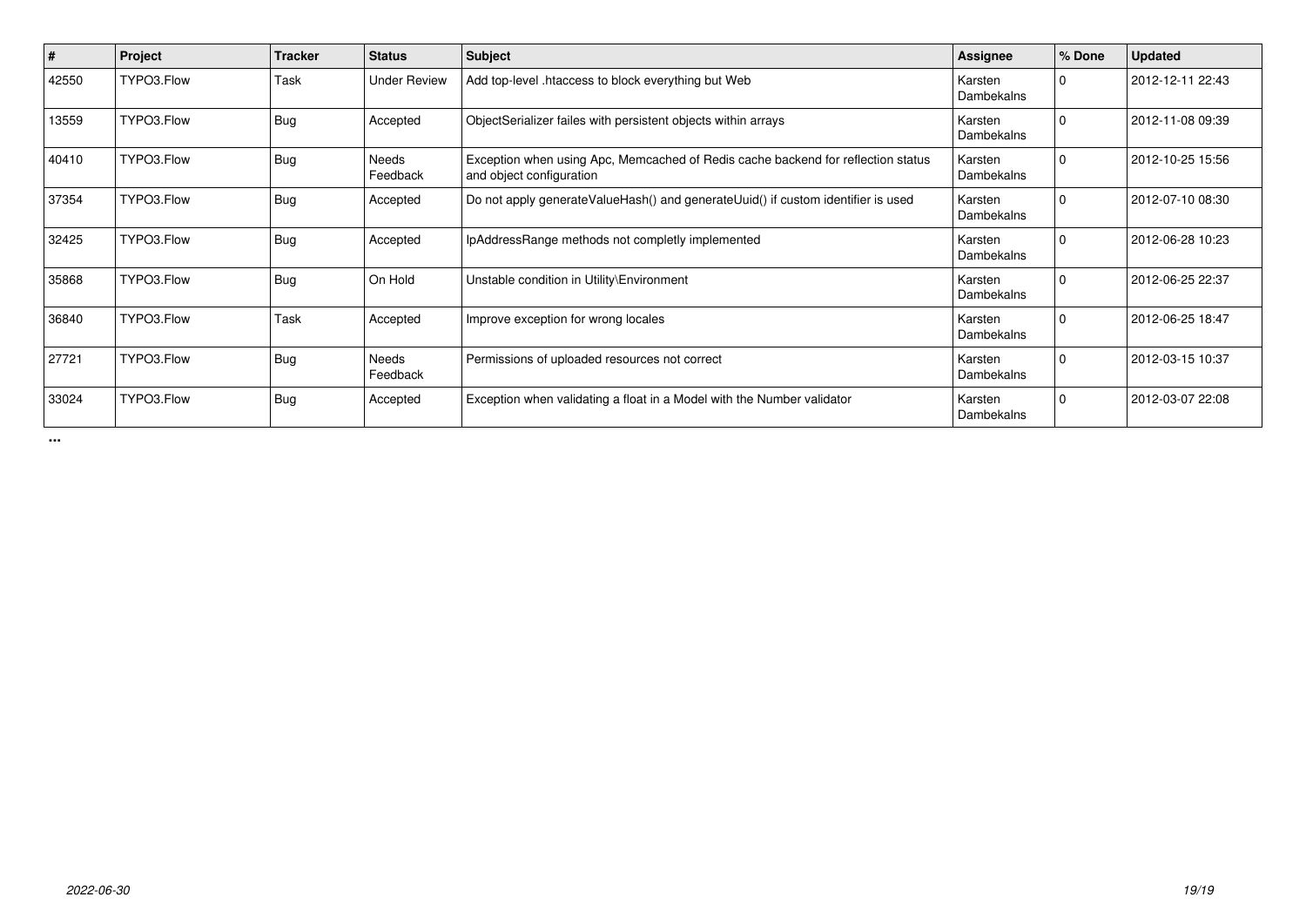| # | Project | Tracker | Status | Subject | Assignee | % Done | Updated |
|---|---|---|---|---|---|---|---|
| 42550 | TYPO3.Flow | Task | Under Review | Add top-level .htaccess to block everything but Web | Karsten Dambekalns | 0 | 2012-12-11 22:43 |
| 13559 | TYPO3.Flow | Bug | Accepted | ObjectSerializer failes with persistent objects within arrays | Karsten Dambekalns | 0 | 2012-11-08 09:39 |
| 40410 | TYPO3.Flow | Bug | Needs Feedback | Exception when using Apc, Memcached of Redis cache backend for reflection status and object configuration | Karsten Dambekalns | 0 | 2012-10-25 15:56 |
| 37354 | TYPO3.Flow | Bug | Accepted | Do not apply generateValueHash() and generateUuid() if custom identifier is used | Karsten Dambekalns | 0 | 2012-07-10 08:30 |
| 32425 | TYPO3.Flow | Bug | Accepted | IpAddressRange methods not completly implemented | Karsten Dambekalns | 0 | 2012-06-28 10:23 |
| 35868 | TYPO3.Flow | Bug | On Hold | Unstable condition in Utility\Environment | Karsten Dambekalns | 0 | 2012-06-25 22:37 |
| 36840 | TYPO3.Flow | Task | Accepted | Improve exception for wrong locales | Karsten Dambekalns | 0 | 2012-06-25 18:47 |
| 27721 | TYPO3.Flow | Bug | Needs Feedback | Permissions of uploaded resources not correct | Karsten Dambekalns | 0 | 2012-03-15 10:37 |
| 33024 | TYPO3.Flow | Bug | Accepted | Exception when validating a float in a Model with the Number validator | Karsten Dambekalns | 0 | 2012-03-07 22:08 |

...